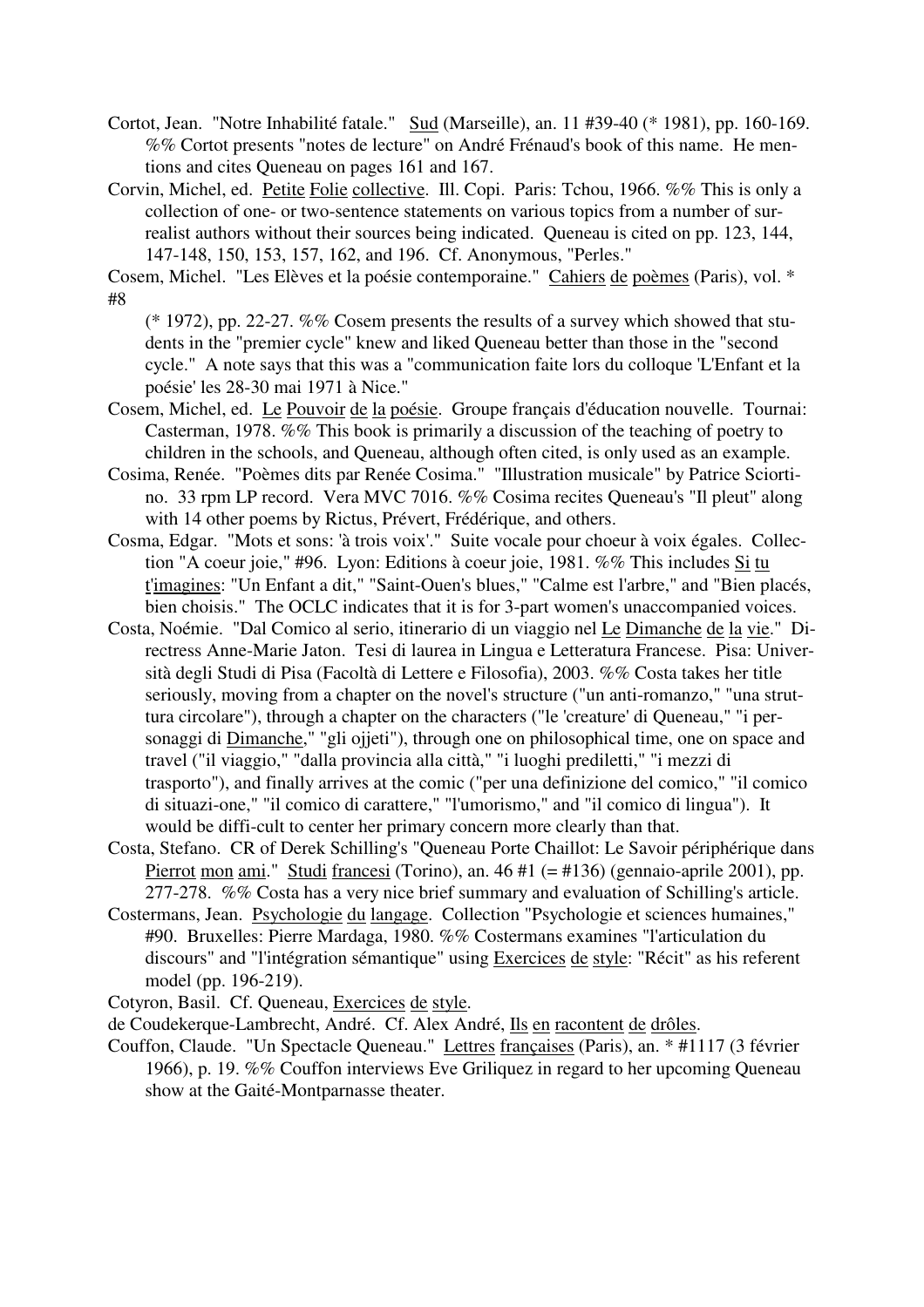Cortot, Jean. "Notre Inhabilité fatale." Sud (Marseille), an. 11 #39-40 (* 1981), pp. 160-169. %% Cortot presents "notes de lecture" on André Frénaud's book of this name. He mentions and cites Queneau on pages 161 and 167.

Corvin, Michel, ed. Petite Folie collective. Ill. Copi. Paris: Tchou, 1966. %% This is only a collection of one- or two-sentence statements on various topics from a number of surrealist authors without their sources being indicated. Queneau is cited on pp. 123, 144, 147-148, 150, 153, 157, 162, and 196. Cf. Anonymous, "Perles."

Cosem, Michel. "Les Elèves et la poésie contemporaine." Cahiers de poèmes (Paris), vol. * #8 (* 1972), pp. 22-27. %% Cosem presents the results of a survey which showed that students in the "premier cycle" knew and liked Queneau better than those in the "second cycle." A note says that this was a "communication faite lors du colloque 'L'Enfant et la poésie' les 28-30 mai 1971 à Nice."

Cosem, Michel, ed. Le Pouvoir de la poésie. Groupe français d'éducation nouvelle. Tournai: Casterman, 1978. %% This book is primarily a discussion of the teaching of poetry to children in the schools, and Queneau, although often cited, is only used as an example.

Cosima, Renée. "Poèmes dits par Renée Cosima." "Illustration musicale" by Patrice Sciortino. 33 rpm LP record. Vera MVC 7016. %% Cosima recites Queneau's "Il pleut" along with 14 other poems by Rictus, Prévert, Frédérique, and others.

Cosma, Edgar. "Mots et sons: 'à trois voix'." Suite vocale pour choeur à voix égales. Collection "A coeur joie," #96. Lyon: Editions à coeur joie, 1981. %% This includes Si tu t'imagines: "Un Enfant a dit," "Saint-Ouen's blues," "Calme est l'arbre," and "Bien placés, bien choisis." The OCLC indicates that it is for 3-part women's unaccompanied voices.

Costa, Noémie. "Dal Comico al serio, itinerario di un viaggio nel Le Dimanche de la vie." Directress Anne-Marie Jaton. Tesi di laurea in Lingua e Letteratura Francese. Pisa: Università degli Studi di Pisa (Facoltà di Lettere e Filosofia), 2003. %% Costa takes her title seriously, moving from a chapter on the novel's structure ("un anti-romanzo," "una struttura circolare"), through a chapter on the characters ("le 'creature' di Queneau," "i personaggi di Dimanche," "gli ojjeti"), through one on philosophical time, one on space and travel ("il viaggio," "dalla provincia alla città," "i luoghi prediletti," "i mezzi di trasporto"), and finally arrives at the comic ("per una definizione del comico," "il comico di situazi-one," "il comico di carattere," "l'umorismo," and "il comico di lingua"). It would be diffi-cult to center her primary concern more clearly than that.

Costa, Stefano. CR of Derek Schilling's "Queneau Porte Chaillot: Le Savoir périphérique dans Pierrot mon ami." Studi francesi (Torino), an. 46 #1 (= #136) (gennaio-aprile 2001), pp. 277-278. %% Costa has a very nice brief summary and evaluation of Schilling's article.

Costermans, Jean. Psychologie du langage. Collection "Psychologie et sciences humaines," #90. Bruxelles: Pierre Mardaga, 1980. %% Costermans examines "l'articulation du discours" and "l'intégration sémantique" using Exercices de style: "Récit" as his referent model (pp. 196-219).

Cotyron, Basil. Cf. Queneau, Exercices de style.

de Coudekerque-Lambrecht, André. Cf. Alex André, Ils en racontent de drôles.

Couffon, Claude. "Un Spectacle Queneau." Lettres françaises (Paris), an. * #1117 (3 février 1966), p. 19. %% Couffon interviews Eve Griliquez in regard to her upcoming Queneau show at the Gaité-Montparnasse theater.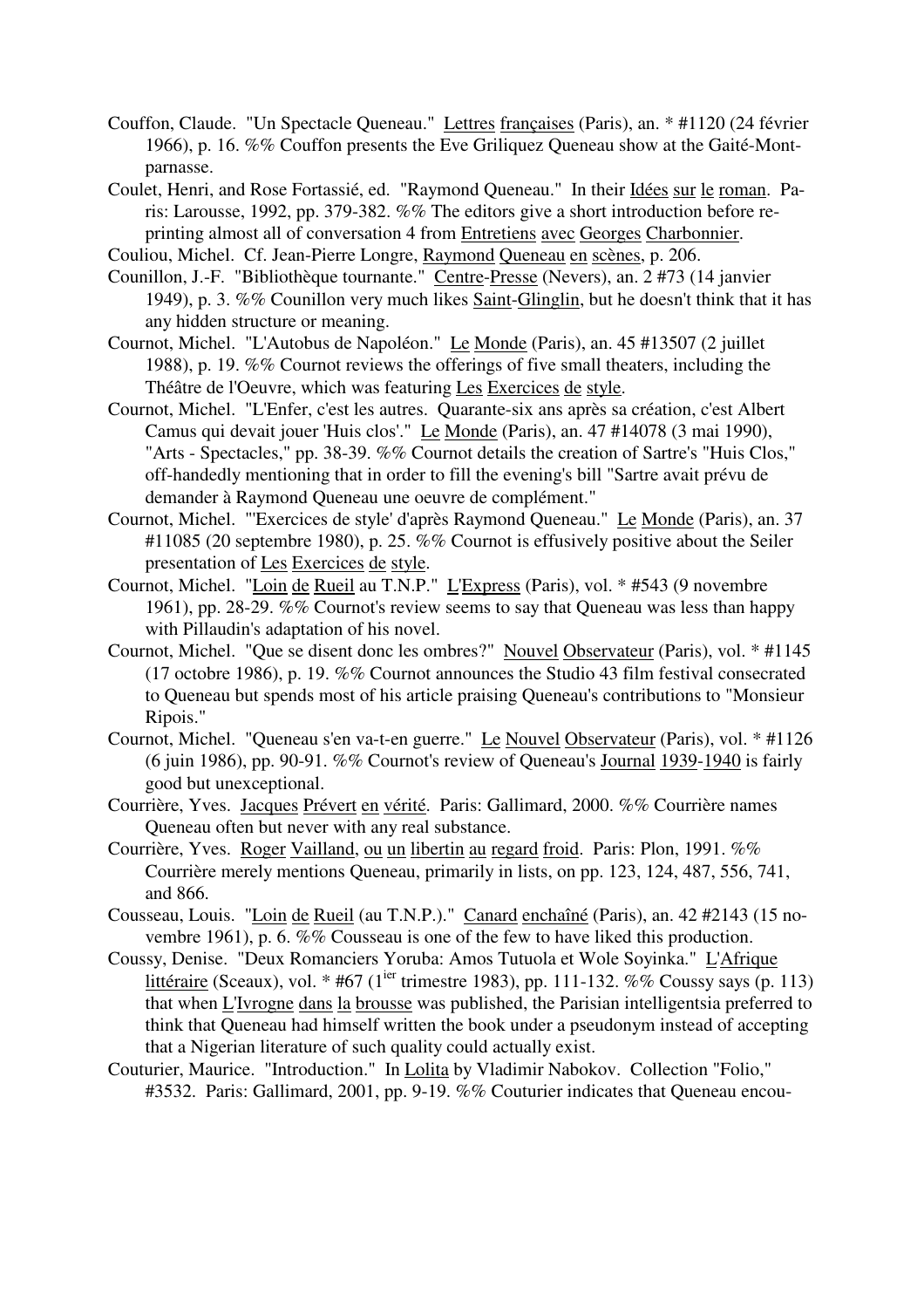Couffon, Claude. "Un Spectacle Queneau." Lettres françaises (Paris), an. * #1120 (24 février 1966), p. 16. %% Couffon presents the Eve Griliquez Queneau show at the Gaité-Montparnasse.

Coulet, Henri, and Rose Fortassié, ed. "Raymond Queneau." In their Idées sur le roman. Paris: Larousse, 1992, pp. 379-382. %% The editors give a short introduction before reprinting almost all of conversation 4 from Entretiens avec Georges Charbonnier.

Couliou, Michel. Cf. Jean-Pierre Longre, Raymond Queneau en scènes, p. 206.

Counillon, J.-F. "Bibliothèque tournante." Centre-Presse (Nevers), an. 2 #73 (14 janvier 1949), p. 3. %% Counillon very much likes Saint-Glinglin, but he doesn't think that it has any hidden structure or meaning.

Cournot, Michel. "L'Autobus de Napoléon." Le Monde (Paris), an. 45 #13507 (2 juillet 1988), p. 19. %% Cournot reviews the offerings of five small theaters, including the Théâtre de l'Oeuvre, which was featuring Les Exercices de style.

Cournot, Michel. "L'Enfer, c'est les autres. Quarante-six ans après sa création, c'est Albert Camus qui devait jouer 'Huis clos'." Le Monde (Paris), an. 47 #14078 (3 mai 1990), "Arts - Spectacles," pp. 38-39. %% Cournot details the creation of Sartre's "Huis Clos," off-handedly mentioning that in order to fill the evening's bill "Sartre avait prévu de demander à Raymond Queneau une oeuvre de complément."

Cournot, Michel. "'Exercices de style' d'après Raymond Queneau." Le Monde (Paris), an. 37 #11085 (20 septembre 1980), p. 25. %% Cournot is effusively positive about the Seiler presentation of Les Exercices de style.

Cournot, Michel. "Loin de Rueil au T.N.P." L'Express (Paris), vol. * #543 (9 novembre 1961), pp. 28-29. %% Cournot's review seems to say that Queneau was less than happy with Pillaudin's adaptation of his novel.

Cournot, Michel. "Que se disent donc les ombres?" Nouvel Observateur (Paris), vol. * #1145 (17 octobre 1986), p. 19. %% Cournot announces the Studio 43 film festival consecrated to Queneau but spends most of his article praising Queneau's contributions to "Monsieur Ripois."

Cournot, Michel. "Queneau s'en va-t-en guerre." Le Nouvel Observateur (Paris), vol. * #1126 (6 juin 1986), pp. 90-91. %% Cournot's review of Queneau's Journal 1939-1940 is fairly good but unexceptional.

Courrière, Yves. Jacques Prévert en vérité. Paris: Gallimard, 2000. %% Courrière names Queneau often but never with any real substance.

Courrière, Yves. Roger Vailland, ou un libertin au regard froid. Paris: Plon, 1991. %% Courrière merely mentions Queneau, primarily in lists, on pp. 123, 124, 487, 556, 741, and 866.

Cousseau, Louis. "Loin de Rueil (au T.N.P.)." Canard enchaîné (Paris), an. 42 #2143 (15 novembre 1961), p. 6. %% Cousseau is one of the few to have liked this production.

Coussy, Denise. "Deux Romanciers Yoruba: Amos Tutuola et Wole Soyinka." L'Afrique littéraire (Sceaux), vol. * #67 (1ier trimestre 1983), pp. 111-132. %% Coussy says (p. 113) that when L'Ivrogne dans la brousse was published, the Parisian intelligentsia preferred to think that Queneau had himself written the book under a pseudonym instead of accepting that a Nigerian literature of such quality could actually exist.

Couturier, Maurice. "Introduction." In Lolita by Vladimir Nabokov. Collection "Folio," #3532. Paris: Gallimard, 2001, pp. 9-19. %% Couturier indicates that Queneau encou-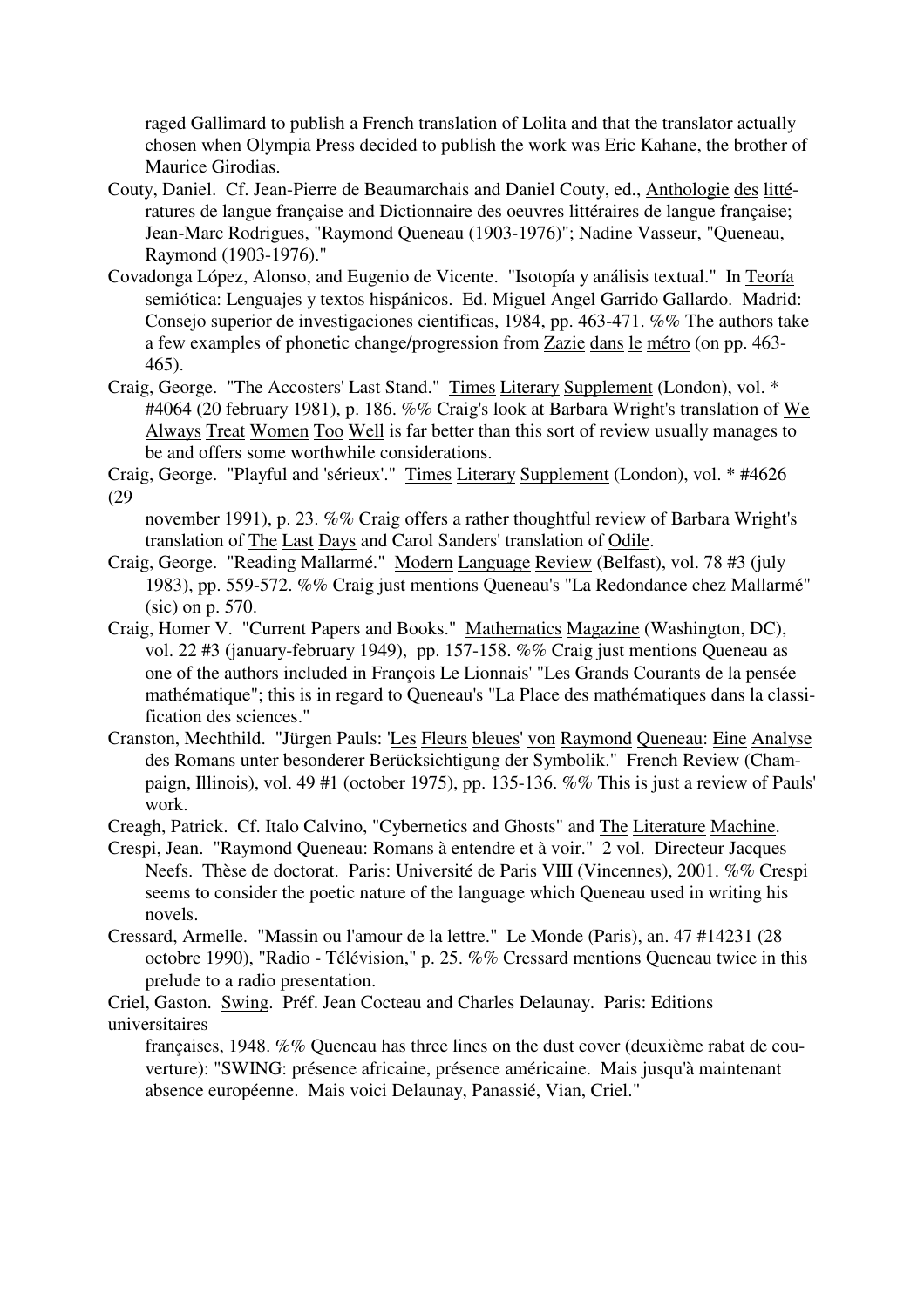raged Gallimard to publish a French translation of Lolita and that the translator actually chosen when Olympia Press decided to publish the work was Eric Kahane, the brother of Maurice Girodias.

Couty, Daniel. Cf. Jean-Pierre de Beaumarchais and Daniel Couty, ed., Anthologie des littératures de langue française and Dictionnaire des oeuvres littéraires de langue française; Jean-Marc Rodrigues, "Raymond Queneau (1903-1976)"; Nadine Vasseur, "Queneau, Raymond (1903-1976)."

Covadonga López, Alonso, and Eugenio de Vicente. "Isotopía y análisis textual." In Teoría semiótica: Lenguajes y textos hispánicos. Ed. Miguel Angel Garrido Gallardo. Madrid: Consejo superior de investigaciones cientificas, 1984, pp. 463-471. %% The authors take a few examples of phonetic change/progression from Zazie dans le métro (on pp. 463-465).

Craig, George. "The Accosters' Last Stand." Times Literary Supplement (London), vol. * #4064 (20 february 1981), p. 186. %% Craig's look at Barbara Wright's translation of We Always Treat Women Too Well is far better than this sort of review usually manages to be and offers some worthwhile considerations.

Craig, George. "Playful and 'sérieux'." Times Literary Supplement (London), vol. * #4626 (29 november 1991), p. 23. %% Craig offers a rather thoughtful review of Barbara Wright's translation of The Last Days and Carol Sanders' translation of Odile.

Craig, George. "Reading Mallarmé." Modern Language Review (Belfast), vol. 78 #3 (july 1983), pp. 559-572. %% Craig just mentions Queneau's "La Redondance chez Mallarmé" (sic) on p. 570.

Craig, Homer V. "Current Papers and Books." Mathematics Magazine (Washington, DC), vol. 22 #3 (january-february 1949), pp. 157-158. %% Craig just mentions Queneau as one of the authors included in François Le Lionnais' "Les Grands Courants de la pensée mathématique"; this is in regard to Queneau's "La Place des mathématiques dans la classification des sciences."

Cranston, Mechthild. "Jürgen Pauls: 'Les Fleurs bleues' von Raymond Queneau: Eine Analyse des Romans unter besonderer Berücksichtigung der Symbolik." French Review (Champaign, Illinois), vol. 49 #1 (october 1975), pp. 135-136. %% This is just a review of Pauls' work.

Creagh, Patrick. Cf. Italo Calvino, "Cybernetics and Ghosts" and The Literature Machine.

Crespi, Jean. "Raymond Queneau: Romans à entendre et à voir." 2 vol. Directeur Jacques Neefs. Thèse de doctorat. Paris: Université de Paris VIII (Vincennes), 2001. %% Crespi seems to consider the poetic nature of the language which Queneau used in writing his novels.

Cressard, Armelle. "Massin ou l'amour de la lettre." Le Monde (Paris), an. 47 #14231 (28 octobre 1990), "Radio - Télévision," p. 25. %% Cressard mentions Queneau twice in this prelude to a radio presentation.

Criel, Gaston. Swing. Préf. Jean Cocteau and Charles Delaunay. Paris: Editions universitaires françaises, 1948. %% Queneau has three lines on the dust cover (deuxième rabat de couverture): "SWING: présence africaine, présence américaine. Mais jusqu'à maintenant absence européenne. Mais voici Delaunay, Panassié, Vian, Criel."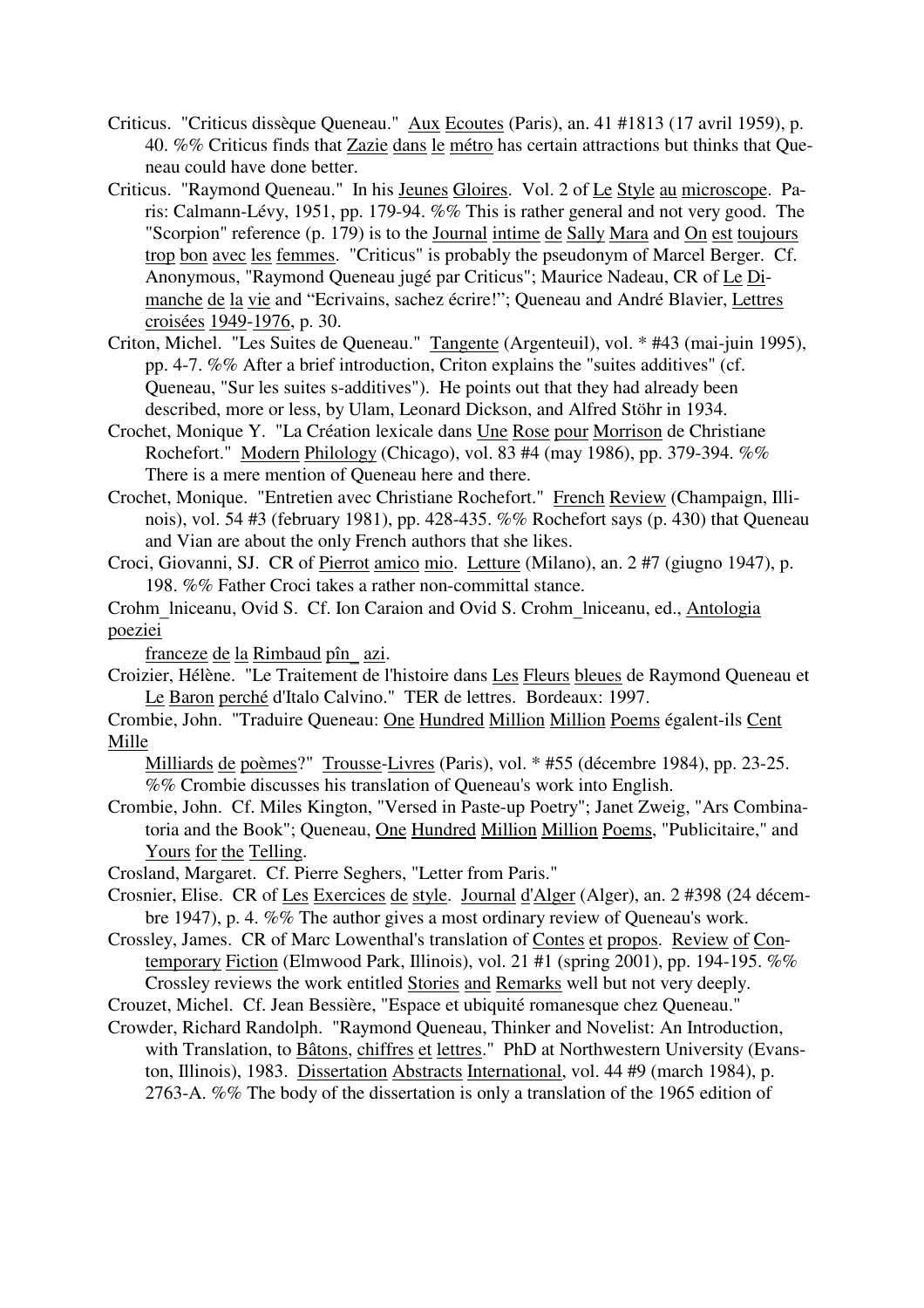Criticus. "Criticus dissèque Queneau." Aux Ecoutes (Paris), an. 41 #1813 (17 avril 1959), p. 40. %% Criticus finds that Zazie dans le métro has certain attractions but thinks that Queneau could have done better.

Criticus. "Raymond Queneau." In his Jeunes Gloires. Vol. 2 of Le Style au microscope. Paris: Calmann-Lévy, 1951, pp. 179-94. %% This is rather general and not very good. The "Scorpion" reference (p. 179) is to the Journal intime de Sally Mara and On est toujours trop bon avec les femmes. "Criticus" is probably the pseudonym of Marcel Berger. Cf. Anonymous, "Raymond Queneau jugé par Criticus"; Maurice Nadeau, CR of Le Dimanche de la vie and "Ecrivains, sachez écrire!"; Queneau and André Blavier, Lettres croisées 1949-1976, p. 30.

Criton, Michel. "Les Suites de Queneau." Tangente (Argenteuil), vol. * #43 (mai-juin 1995), pp. 4-7. %% After a brief introduction, Criton explains the "suites additives" (cf. Queneau, "Sur les suites s-additives"). He points out that they had already been described, more or less, by Ulam, Leonard Dickson, and Alfred Stöhr in 1934.

Crochet, Monique Y. "La Création lexicale dans Une Rose pour Morrison de Christiane Rochefort." Modern Philology (Chicago), vol. 83 #4 (may 1986), pp. 379-394. %% There is a mere mention of Queneau here and there.

Crochet, Monique. "Entretien avec Christiane Rochefort." French Review (Champaign, Illinois), vol. 54 #3 (february 1981), pp. 428-435. %% Rochefort says (p. 430) that Queneau and Vian are about the only French authors that she likes.

Croci, Giovanni, SJ. CR of Pierrot amico mio. Letture (Milano), an. 2 #7 (giugno 1947), p. 198. %% Father Croci takes a rather non-committal stance.

Crohm_lniceanu, Ovid S. Cf. Ion Caraion and Ovid S. Crohm_lniceanu, ed., Antologia poeziei franceze de la Rimbaud pîn_ azi.

Croizier, Hélène. "Le Traitement de l'histoire dans Les Fleurs bleues de Raymond Queneau et Le Baron perché d'Italo Calvino." TER de lettres. Bordeaux: 1997.

Crombie, John. "Traduire Queneau: One Hundred Million Million Poems égalent-ils Cent Mille Milliards de poèmes?" Trousse-Livres (Paris), vol. * #55 (décembre 1984), pp. 23-25. %% Crombie discusses his translation of Queneau's work into English.

Crombie, John. Cf. Miles Kington, "Versed in Paste-up Poetry"; Janet Zweig, "Ars Combinatoria and the Book"; Queneau, One Hundred Million Million Poems, "Publicitaire," and Yours for the Telling.

Crosland, Margaret. Cf. Pierre Seghers, "Letter from Paris."

Crosnier, Elise. CR of Les Exercices de style. Journal d'Alger (Alger), an. 2 #398 (24 décembre 1947), p. 4. %% The author gives a most ordinary review of Queneau's work.

Crossley, James. CR of Marc Lowenthal's translation of Contes et propos. Review of Contemporary Fiction (Elmwood Park, Illinois), vol. 21 #1 (spring 2001), pp. 194-195. %% Crossley reviews the work entitled Stories and Remarks well but not very deeply.

Crouzet, Michel. Cf. Jean Bessière, "Espace et ubiquité romanesque chez Queneau."

Crowder, Richard Randolph. "Raymond Queneau, Thinker and Novelist: An Introduction, with Translation, to Bâtons, chiffres et lettres." PhD at Northwestern University (Evanston, Illinois), 1983. Dissertation Abstracts International, vol. 44 #9 (march 1984), p. 2763-A. %% The body of the dissertation is only a translation of the 1965 edition of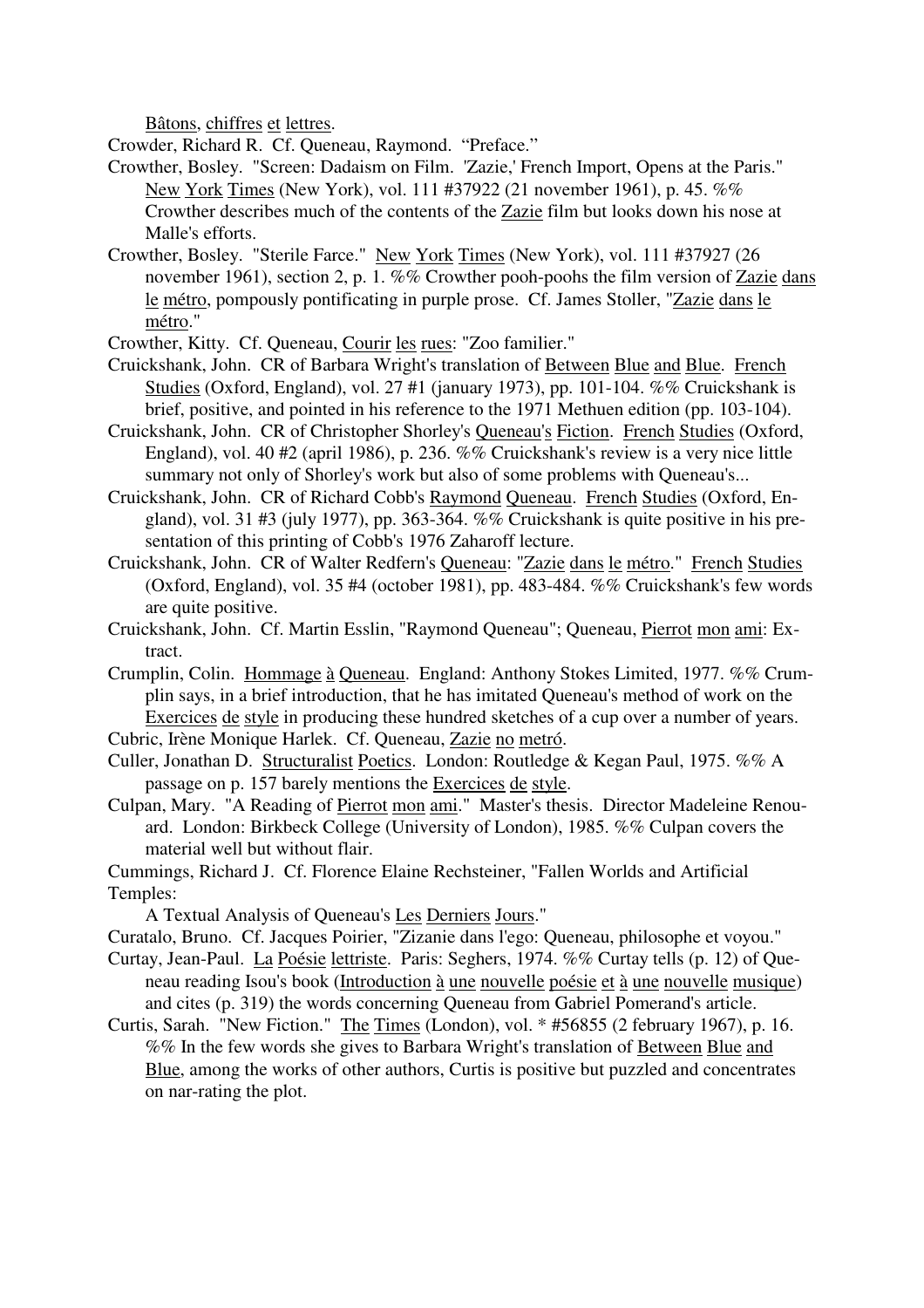Bâtons, chiffres et lettres.

Crowder, Richard R. Cf. Queneau, Raymond. "Preface."

Crowther, Bosley. "Screen: Dadaism on Film. 'Zazie,' French Import, Opens at the Paris." New York Times (New York), vol. 111 #37922 (21 november 1961), p. 45. %% Crowther describes much of the contents of the Zazie film but looks down his nose at Malle's efforts.

Crowther, Bosley. "Sterile Farce." New York Times (New York), vol. 111 #37927 (26 november 1961), section 2, p. 1. %% Crowther pooh-poohs the film version of Zazie dans le métro, pompously pontificating in purple prose. Cf. James Stoller, "Zazie dans le métro."

Crowther, Kitty. Cf. Queneau, Courir les rues: "Zoo familier."

Cruickshank, John. CR of Barbara Wright's translation of Between Blue and Blue. French Studies (Oxford, England), vol. 27 #1 (january 1973), pp. 101-104. %% Cruickshank is brief, positive, and pointed in his reference to the 1971 Methuen edition (pp. 103-104).

Cruickshank, John. CR of Christopher Shorley's Queneau's Fiction. French Studies (Oxford, England), vol. 40 #2 (april 1986), p. 236. %% Cruickshank's review is a very nice little summary not only of Shorley's work but also of some problems with Queneau's...

Cruickshank, John. CR of Richard Cobb's Raymond Queneau. French Studies (Oxford, England), vol. 31 #3 (july 1977), pp. 363-364. %% Cruickshank is quite positive in his presentation of this printing of Cobb's 1976 Zaharoff lecture.

Cruickshank, John. CR of Walter Redfern's Queneau: "Zazie dans le métro." French Studies (Oxford, England), vol. 35 #4 (october 1981), pp. 483-484. %% Cruickshank's few words are quite positive.

Cruickshank, John. Cf. Martin Esslin, "Raymond Queneau"; Queneau, Pierrot mon ami: Extract.

Crumplin, Colin. Hommage à Queneau. England: Anthony Stokes Limited, 1977. %% Crumplin says, in a brief introduction, that he has imitated Queneau's method of work on the Exercices de style in producing these hundred sketches of a cup over a number of years.

Cubric, Irène Monique Harlek. Cf. Queneau, Zazie no metró.

Culler, Jonathan D. Structuralist Poetics. London: Routledge & Kegan Paul, 1975. %% A passage on p. 157 barely mentions the Exercices de style.

Culpan, Mary. "A Reading of Pierrot mon ami." Master's thesis. Director Madeleine Renouard. London: Birkbeck College (University of London), 1985. %% Culpan covers the material well but without flair.

Cummings, Richard J. Cf. Florence Elaine Rechsteiner, "Fallen Worlds and Artificial Temples: A Textual Analysis of Queneau's Les Derniers Jours."

Curatalo, Bruno. Cf. Jacques Poirier, "Zizanie dans l'ego: Queneau, philosophe et voyou."

Curtay, Jean-Paul. La Poésie lettriste. Paris: Seghers, 1974. %% Curtay tells (p. 12) of Queneau reading Isou's book (Introduction à une nouvelle poésie et à une nouvelle musique) and cites (p. 319) the words concerning Queneau from Gabriel Pomerand's article.

Curtis, Sarah. "New Fiction." The Times (London), vol. * #56855 (2 february 1967), p. 16. %% In the few words she gives to Barbara Wright's translation of Between Blue and Blue, among the works of other authors, Curtis is positive but puzzled and concentrates on nar-rating the plot.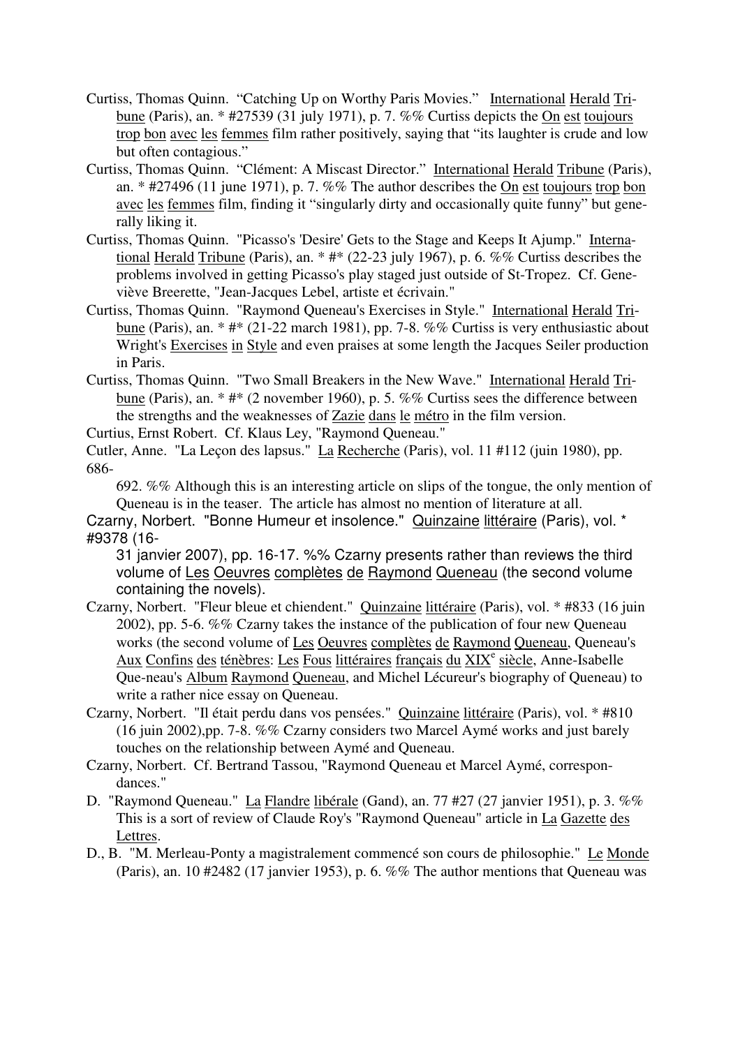Curtiss, Thomas Quinn. "Catching Up on Worthy Paris Movies." International Herald Tribune (Paris), an. * #27539 (31 july 1971), p. 7. %% Curtiss depicts the On est toujours trop bon avec les femmes film rather positively, saying that "its laughter is crude and low but often contagious."

Curtiss, Thomas Quinn. "Clément: A Miscast Director." International Herald Tribune (Paris), an. * #27496 (11 june 1971), p. 7. %% The author describes the On est toujours trop bon avec les femmes film, finding it "singularly dirty and occasionally quite funny" but generally liking it.

Curtiss, Thomas Quinn. "Picasso's 'Desire' Gets to the Stage and Keeps It Ajump." International Herald Tribune (Paris), an. * #* (22-23 july 1967), p. 6. %% Curtiss describes the problems involved in getting Picasso's play staged just outside of St-Tropez. Cf. Geneviève Breerette, "Jean-Jacques Lebel, artiste et écrivain."

Curtiss, Thomas Quinn. "Raymond Queneau's Exercises in Style." International Herald Tribune (Paris), an. * #* (21-22 march 1981), pp. 7-8. %% Curtiss is very enthusiastic about Wright's Exercises in Style and even praises at some length the Jacques Seiler production in Paris.

Curtiss, Thomas Quinn. "Two Small Breakers in the New Wave." International Herald Tribune (Paris), an. * #* (2 november 1960), p. 5. %% Curtiss sees the difference between the strengths and the weaknesses of Zazie dans le métro in the film version.

Curtius, Ernst Robert. Cf. Klaus Ley, "Raymond Queneau."

Cutler, Anne. "La Leçon des lapsus." La Recherche (Paris), vol. 11 #112 (juin 1980), pp. 686-692. %% Although this is an interesting article on slips of the tongue, the only mention of Queneau is in the teaser. The article has almost no mention of literature at all.

Czarny, Norbert. "Bonne Humeur et insolence." Quinzaine littéraire (Paris), vol. * #9378 (16-31 janvier 2007), pp. 16-17. %% Czarny presents rather than reviews the third volume of Les Oeuvres complètes de Raymond Queneau (the second volume containing the novels).

Czarny, Norbert. "Fleur bleue et chiendent." Quinzaine littéraire (Paris), vol. * #833 (16 juin 2002), pp. 5-6. %% Czarny takes the instance of the publication of four new Queneau works (the second volume of Les Oeuvres complètes de Raymond Queneau, Queneau's Aux Confins des ténèbres: Les Fous littéraires français du XIX[e] siècle, Anne-Isabelle Que-neau's Album Raymond Queneau, and Michel Lécureur's biography of Queneau) to write a rather nice essay on Queneau.

Czarny, Norbert. "Il était perdu dans vos pensées." Quinzaine littéraire (Paris), vol. * #810 (16 juin 2002),pp. 7-8. %% Czarny considers two Marcel Aymé works and just barely touches on the relationship between Aymé and Queneau.

Czarny, Norbert. Cf. Bertrand Tassou, "Raymond Queneau et Marcel Aymé, correspondances."

D. "Raymond Queneau." La Flandre libérale (Gand), an. 77 #27 (27 janvier 1951), p. 3. %% This is a sort of review of Claude Roy's "Raymond Queneau" article in La Gazette des Lettres.

D., B. "M. Merleau-Ponty a magistralement commencé son cours de philosophie." Le Monde (Paris), an. 10 #2482 (17 janvier 1953), p. 6. %% The author mentions that Queneau was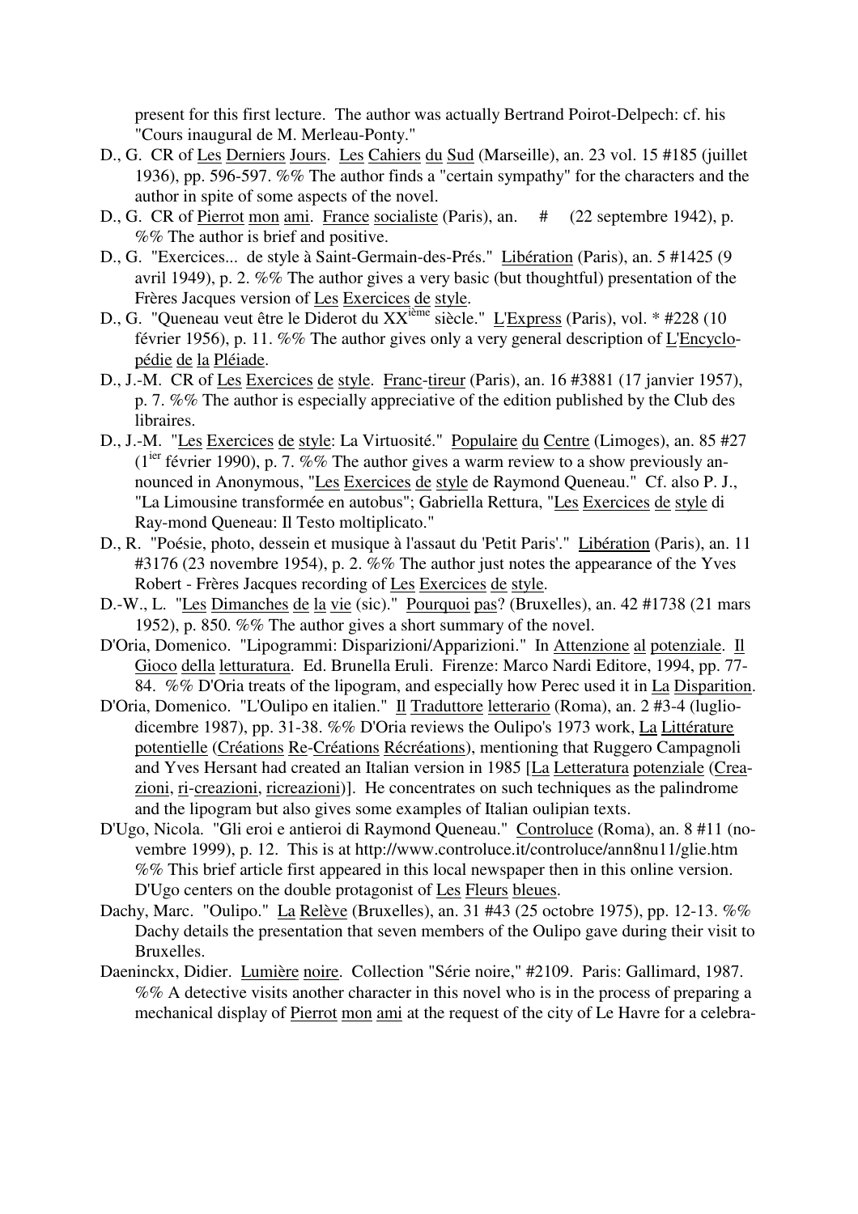present for this first lecture. The author was actually Bertrand Poirot-Delpech: cf. his "Cours inaugural de M. Merleau-Ponty."

D., G. CR of Les Derniers Jours. Les Cahiers du Sud (Marseille), an. 23 vol. 15 #185 (juillet 1936), pp. 596-597. %% The author finds a "certain sympathy" for the characters and the author in spite of some aspects of the novel.

D., G. CR of Pierrot mon ami. France socialiste (Paris), an. # (22 septembre 1942), p. %% The author is brief and positive.

D., G. "Exercices... de style à Saint-Germain-des-Prés." Libération (Paris), an. 5 #1425 (9 avril 1949), p. 2. %% The author gives a very basic (but thoughtful) presentation of the Frères Jacques version of Les Exercices de style.

D., G. "Queneau veut être le Diderot du XX$^{ième}$ siècle." L'Express (Paris), vol. * #228 (10 février 1956), p. 11. %% The author gives only a very general description of L'Encyclopédie de la Pléiade.

D., J.-M. CR of Les Exercices de style. Franc-tireur (Paris), an. 16 #3881 (17 janvier 1957), p. 7. %% The author is especially appreciative of the edition published by the Club des libraires.

D., J.-M. "Les Exercices de style: La Virtuosité." Populaire du Centre (Limoges), an. 85 #27 (1$^{ier}$ février 1990), p. 7. %% The author gives a warm review to a show previously announced in Anonymous, "Les Exercices de style de Raymond Queneau." Cf. also P. J., "La Limousine transformée en autobus"; Gabriella Rettura, "Les Exercices de style di Ray-mond Queneau: Il Testo moltiplicato."

D., R. "Poésie, photo, dessein et musique à l'assaut du 'Petit Paris'." Libération (Paris), an. 11 #3176 (23 novembre 1954), p. 2. %% The author just notes the appearance of the Yves Robert - Frères Jacques recording of Les Exercices de style.

D.-W., L. "Les Dimanches de la vie (sic)." Pourquoi pas? (Bruxelles), an. 42 #1738 (21 mars 1952), p. 850. %% The author gives a short summary of the novel.

D'Oria, Domenico. "Lipogrammi: Disparizioni/Apparizioni." In Attenzione al potenziale. Il Gioco della letturatura. Ed. Brunella Eruli. Firenze: Marco Nardi Editore, 1994, pp. 77-84. %% D'Oria treats of the lipogram, and especially how Perec used it in La Disparition.

D'Oria, Domenico. "L'Oulipo en italien." Il Traduttore letterario (Roma), an. 2 #3-4 (luglio-dicembre 1987), pp. 31-38. %% D'Oria reviews the Oulipo's 1973 work, La Littérature potentielle (Créations Re-Créations Récréations), mentioning that Ruggero Campagnoli and Yves Hersant had created an Italian version in 1985 [La Letteratura potenziale (Creazioni, ri-creazioni, ricreazioni)]. He concentrates on such techniques as the palindrome and the lipogram but also gives some examples of Italian oulipian texts.

D'Ugo, Nicola. "Gli eroi e antieroi di Raymond Queneau." Controluce (Roma), an. 8 #11 (novembre 1999), p. 12. This is at http://www.controluce.it/controluce/ann8nu11/glie.htm %% This brief article first appeared in this local newspaper then in this online version. D'Ugo centers on the double protagonist of Les Fleurs bleues.

Dachy, Marc. "Oulipo." La Relève (Bruxelles), an. 31 #43 (25 octobre 1975), pp. 12-13. %% Dachy details the presentation that seven members of the Oulipo gave during their visit to Bruxelles.

Daeninckx, Didier. Lumière noire. Collection "Série noire," #2109. Paris: Gallimard, 1987. %% A detective visits another character in this novel who is in the process of preparing a mechanical display of Pierrot mon ami at the request of the city of Le Havre for a celebra-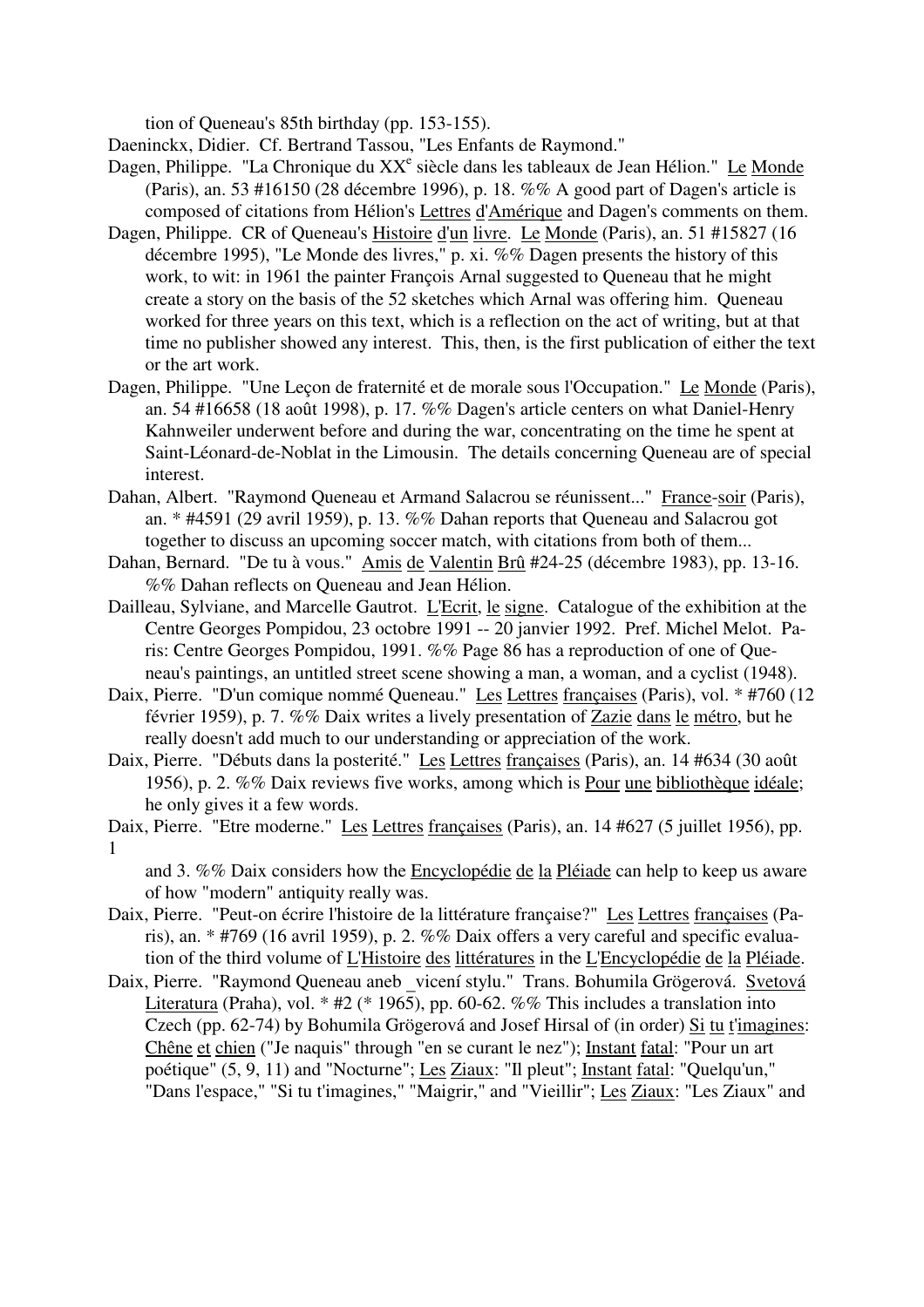tion of Queneau's 85th birthday (pp. 153-155).

Daeninckx, Didier. Cf. Bertrand Tassou, "Les Enfants de Raymond."

Dagen, Philippe. "La Chronique du XX[e] siècle dans les tableaux de Jean Hélion." Le Monde (Paris), an. 53 #16150 (28 décembre 1996), p. 18. %% A good part of Dagen's article is composed of citations from Hélion's Lettres d'Amérique and Dagen's comments on them.

Dagen, Philippe. CR of Queneau's Histoire d'un livre. Le Monde (Paris), an. 51 #15827 (16 décembre 1995), "Le Monde des livres," p. xi. %% Dagen presents the history of this work, to wit: in 1961 the painter François Arnal suggested to Queneau that he might create a story on the basis of the 52 sketches which Arnal was offering him. Queneau worked for three years on this text, which is a reflection on the act of writing, but at that time no publisher showed any interest. This, then, is the first publication of either the text or the art work.

Dagen, Philippe. "Une Leçon de fraternité et de morale sous l'Occupation." Le Monde (Paris), an. 54 #16658 (18 août 1998), p. 17. %% Dagen's article centers on what Daniel-Henry Kahnweiler underwent before and during the war, concentrating on the time he spent at Saint-Léonard-de-Noblat in the Limousin. The details concerning Queneau are of special interest.

Dahan, Albert. "Raymond Queneau et Armand Salacrou se réunissent..." France-soir (Paris), an. * #4591 (29 avril 1959), p. 13. %% Dahan reports that Queneau and Salacrou got together to discuss an upcoming soccer match, with citations from both of them...

Dahan, Bernard. "De tu à vous." Amis de Valentin Brû #24-25 (décembre 1983), pp. 13-16. %% Dahan reflects on Queneau and Jean Hélion.

Dailleau, Sylviane, and Marcelle Gautrot. L'Ecrit, le signe. Catalogue of the exhibition at the Centre Georges Pompidou, 23 octobre 1991 -- 20 janvier 1992. Pref. Michel Melot. Paris: Centre Georges Pompidou, 1991. %% Page 86 has a reproduction of one of Queneau's paintings, an untitled street scene showing a man, a woman, and a cyclist (1948).

Daix, Pierre. "D'un comique nommé Queneau." Les Lettres françaises (Paris), vol. * #760 (12 février 1959), p. 7. %% Daix writes a lively presentation of Zazie dans le métro, but he really doesn't add much to our understanding or appreciation of the work.

Daix, Pierre. "Débuts dans la posterité." Les Lettres françaises (Paris), an. 14 #634 (30 août 1956), p. 2. %% Daix reviews five works, among which is Pour une bibliothèque idéale; he only gives it a few words.

Daix, Pierre. "Etre moderne." Les Lettres françaises (Paris), an. 14 #627 (5 juillet 1956), pp. 1 and 3. %% Daix considers how the Encyclopédie de la Pléiade can help to keep us aware of how "modern" antiquity really was.

Daix, Pierre. "Peut-on écrire l'histoire de la littérature française?" Les Lettres françaises (Paris), an. * #769 (16 avril 1959), p. 2. %% Daix offers a very careful and specific evaluation of the third volume of L'Histoire des littératures in the L'Encyclopédie de la Pléiade.

Daix, Pierre. "Raymond Queneau aneb _vicení stylu." Trans. Bohumila Grögerová. Svetová Literatura (Praha), vol. * #2 (* 1965), pp. 60-62. %% This includes a translation into Czech (pp. 62-74) by Bohumila Grögerová and Josef Hirsal of (in order) Si tu t'imagines: Chêne et chien ("Je naquis" through "en se curant le nez"); Instant fatal: "Pour un art poétique" (5, 9, 11) and "Nocturne"; Les Ziaux: "Il pleut"; Instant fatal: "Quelqu'un," "Dans l'espace," "Si tu t'imagines," "Maigrir," and "Vieillir"; Les Ziaux: "Les Ziaux" and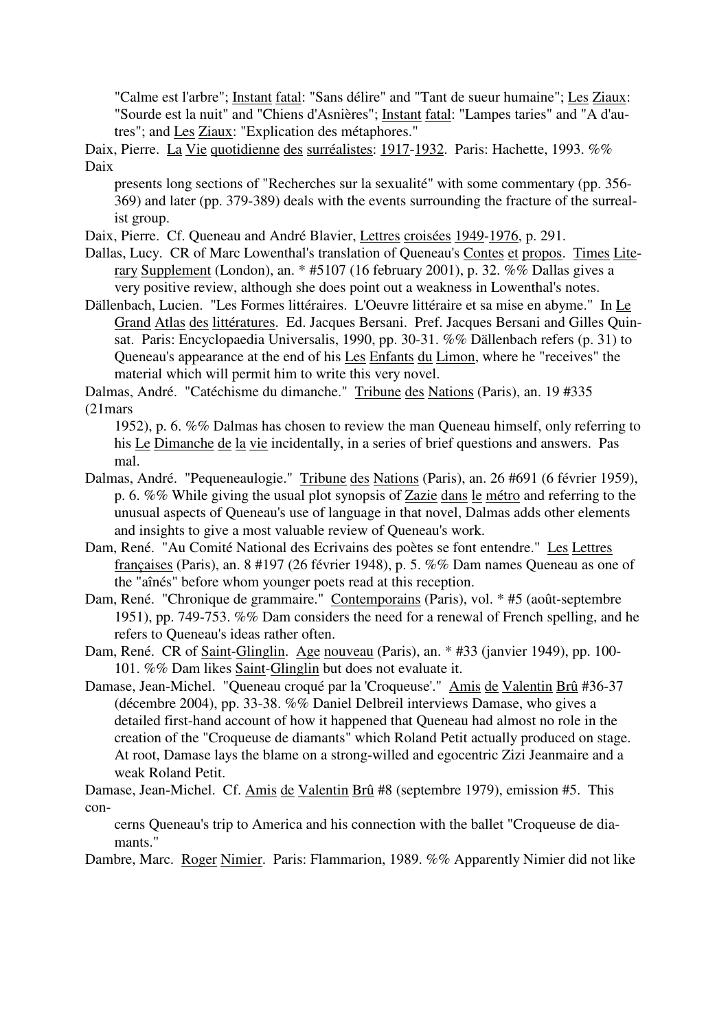"Calme est l'arbre"; Instant fatal: "Sans délire" and "Tant de sueur humaine"; Les Ziaux: "Sourde est la nuit" and "Chiens d'Asnières"; Instant fatal: "Lampes taries" and "A d'autres"; and Les Ziaux: "Explication des métaphores."

Daix, Pierre. La Vie quotidienne des surréalistes: 1917-1932. Paris: Hachette, 1993. %% Daix presents long sections of "Recherches sur la sexualité" with some commentary (pp. 356-369) and later (pp. 379-389) deals with the events surrounding the fracture of the surrealist group.

Daix, Pierre. Cf. Queneau and André Blavier, Lettres croisées 1949-1976, p. 291.

Dallas, Lucy. CR of Marc Lowenthal's translation of Queneau's Contes et propos. Times Literary Supplement (London), an. * #5107 (16 february 2001), p. 32. %% Dallas gives a very positive review, although she does point out a weakness in Lowenthal's notes.

Dällenbach, Lucien. "Les Formes littéraires. L'Oeuvre littéraire et sa mise en abyme." In Le Grand Atlas des littératures. Ed. Jacques Bersani. Pref. Jacques Bersani and Gilles Quinsat. Paris: Encyclopaedia Universalis, 1990, pp. 30-31. %% Dällenbach refers (p. 31) to Queneau's appearance at the end of his Les Enfants du Limon, where he "receives" the material which will permit him to write this very novel.

Dalmas, André. "Catéchisme du dimanche." Tribune des Nations (Paris), an. 19 #335 (21mars 1952), p. 6. %% Dalmas has chosen to review the man Queneau himself, only referring to his Le Dimanche de la vie incidentally, in a series of brief questions and answers. Pas mal.

Dalmas, André. "Pequeneaulogie." Tribune des Nations (Paris), an. 26 #691 (6 février 1959), p. 6. %% While giving the usual plot synopsis of Zazie dans le métro and referring to the unusual aspects of Queneau's use of language in that novel, Dalmas adds other elements and insights to give a most valuable review of Queneau's work.

Dam, René. "Au Comité National des Ecrivains des poètes se font entendre." Les Lettres françaises (Paris), an. 8 #197 (26 février 1948), p. 5. %% Dam names Queneau as one of the "aînés" before whom younger poets read at this reception.

Dam, René. "Chronique de grammaire." Contemporains (Paris), vol. * #5 (août-septembre 1951), pp. 749-753. %% Dam considers the need for a renewal of French spelling, and he refers to Queneau's ideas rather often.

Dam, René. CR of Saint-Glinglin. Age nouveau (Paris), an. * #33 (janvier 1949), pp. 100-101. %% Dam likes Saint-Glinglin but does not evaluate it.

Damase, Jean-Michel. "Queneau croqué par la 'Croqueuse'." Amis de Valentin Brû #36-37 (décembre 2004), pp. 33-38. %% Daniel Delbreil interviews Damase, who gives a detailed first-hand account of how it happened that Queneau had almost no role in the creation of the "Croqueuse de diamants" which Roland Petit actually produced on stage. At root, Damase lays the blame on a strong-willed and egocentric Zizi Jeanmaire and a weak Roland Petit.

Damase, Jean-Michel. Cf. Amis de Valentin Brû #8 (septembre 1979), emission #5. This concerns Queneau's trip to America and his connection with the ballet "Croqueuse de diamants."

Dambre, Marc. Roger Nimier. Paris: Flammarion, 1989. %% Apparently Nimier did not like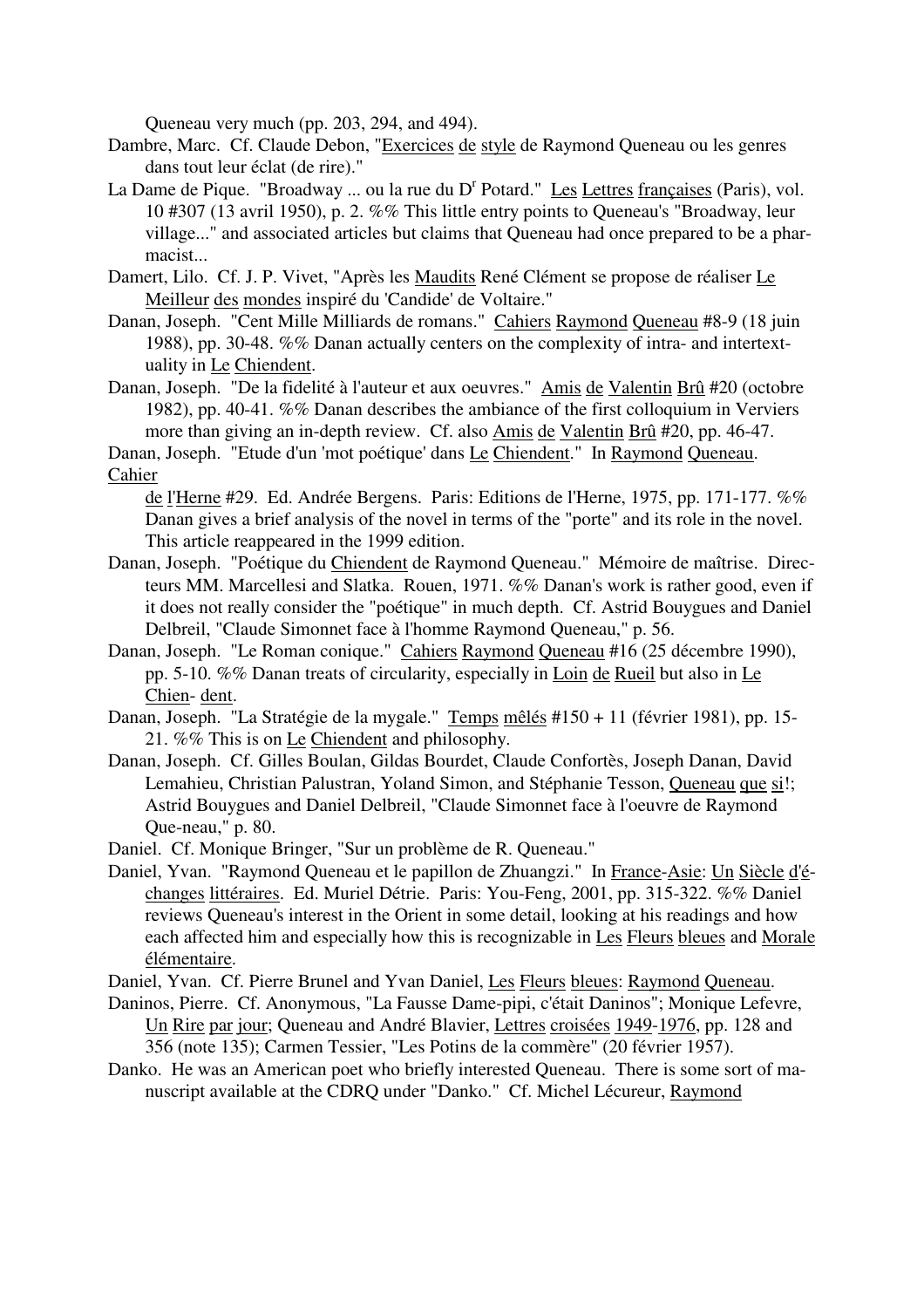Queneau very much (pp. 203, 294, and 494).

Dambre, Marc. Cf. Claude Debon, "Exercices de style de Raymond Queneau ou les genres dans tout leur éclat (de rire)."

La Dame de Pique. "Broadway ... ou la rue du Dr Potard." Les Lettres françaises (Paris), vol. 10 #307 (13 avril 1950), p. 2. %% This little entry points to Queneau's "Broadway, leur village..." and associated articles but claims that Queneau had once prepared to be a pharmacist...

Damert, Lilo. Cf. J. P. Vivet, "Après les Maudits René Clément se propose de réaliser Le Meilleur des mondes inspiré du 'Candide' de Voltaire."

Danan, Joseph. "Cent Mille Milliards de romans." Cahiers Raymond Queneau #8-9 (18 juin 1988), pp. 30-48. %% Danan actually centers on the complexity of intra- and intertextuality in Le Chiendent.

Danan, Joseph. "De la fidelité à l'auteur et aux oeuvres." Amis de Valentin Brû #20 (octobre 1982), pp. 40-41. %% Danan describes the ambiance of the first colloquium in Verviers more than giving an in-depth review. Cf. also Amis de Valentin Brû #20, pp. 46-47.

Danan, Joseph. "Etude d'un 'mot poétique' dans Le Chiendent." In Raymond Queneau. Cahier de l'Herne #29. Ed. Andrée Bergens. Paris: Editions de l'Herne, 1975, pp. 171-177. %% Danan gives a brief analysis of the novel in terms of the "porte" and its role in the novel. This article reappeared in the 1999 edition.

Danan, Joseph. "Poétique du Chiendent de Raymond Queneau." Mémoire de maîtrise. Directeurs MM. Marcellesi and Slatka. Rouen, 1971. %% Danan's work is rather good, even if it does not really consider the "poétique" in much depth. Cf. Astrid Bouygues and Daniel Delbreil, "Claude Simonnet face à l'homme Raymond Queneau," p. 56.

Danan, Joseph. "Le Roman conique." Cahiers Raymond Queneau #16 (25 décembre 1990), pp. 5-10. %% Danan treats of circularity, especially in Loin de Rueil but also in Le Chien- dent.

Danan, Joseph. "La Stratégie de la mygale." Temps mêlés #150 + 11 (février 1981), pp. 15-21. %% This is on Le Chiendent and philosophy.

Danan, Joseph. Cf. Gilles Boulan, Gildas Bourdet, Claude Confortès, Joseph Danan, David Lemahieu, Christian Palustran, Yoland Simon, and Stéphanie Tesson, Queneau que si!; Astrid Bouygues and Daniel Delbreil, "Claude Simonnet face à l'oeuvre de Raymond Que-neau," p. 80.

Daniel. Cf. Monique Bringer, "Sur un problème de R. Queneau."

Daniel, Yvan. "Raymond Queneau et le papillon de Zhuangzi." In France-Asie: Un Siècle d'échanges littéraires. Ed. Muriel Détrie. Paris: You-Feng, 2001, pp. 315-322. %% Daniel reviews Queneau's interest in the Orient in some detail, looking at his readings and how each affected him and especially how this is recognizable in Les Fleurs bleues and Morale élémentaire.

Daniel, Yvan. Cf. Pierre Brunel and Yvan Daniel, Les Fleurs bleues: Raymond Queneau.

Daninos, Pierre. Cf. Anonymous, "La Fausse Dame-pipi, c'était Daninos"; Monique Lefevre, Un Rire par jour; Queneau and André Blavier, Lettres croisées 1949-1976, pp. 128 and 356 (note 135); Carmen Tessier, "Les Potins de la commère" (20 février 1957).

Danko. He was an American poet who briefly interested Queneau. There is some sort of manuscript available at the CDRQ under "Danko." Cf. Michel Lécureur, Raymond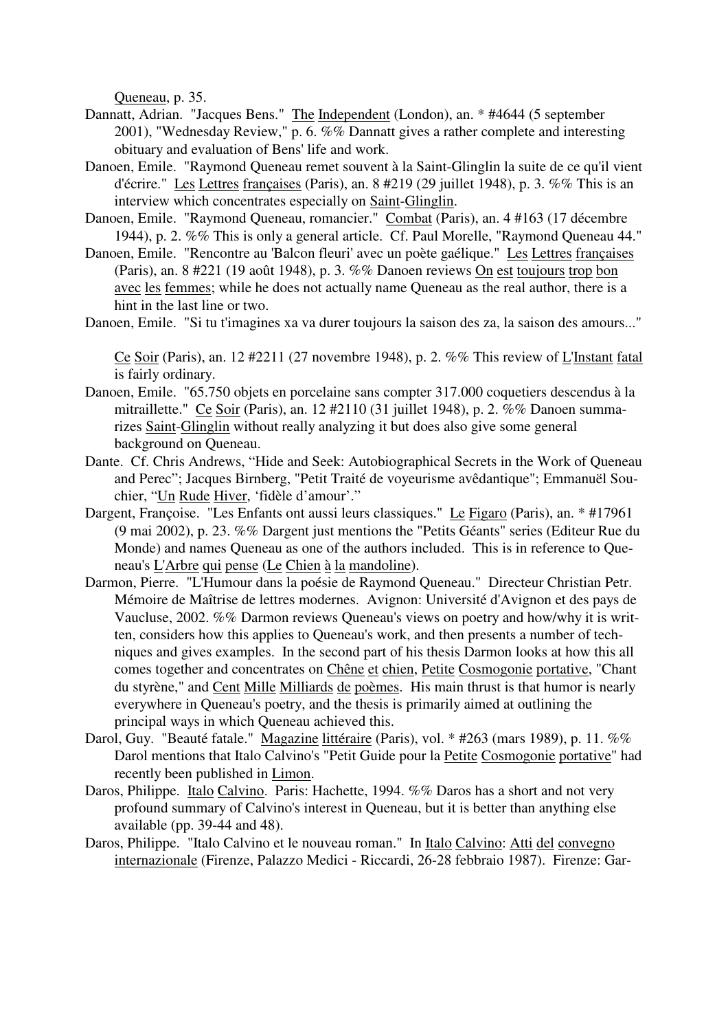Queneau, p. 35.

Dannatt, Adrian. "Jacques Bens." The Independent (London), an. * #4644 (5 september 2001), "Wednesday Review," p. 6. %% Dannatt gives a rather complete and interesting obituary and evaluation of Bens' life and work.

Danoen, Emile. "Raymond Queneau remet souvent à la Saint-Glinglin la suite de ce qu'il vient d'écrire." Les Lettres françaises (Paris), an. 8 #219 (29 juillet 1948), p. 3. %% This is an interview which concentrates especially on Saint-Glinglin.

Danoen, Emile. "Raymond Queneau, romancier." Combat (Paris), an. 4 #163 (17 décembre 1944), p. 2. %% This is only a general article. Cf. Paul Morelle, "Raymond Queneau 44."

Danoen, Emile. "Rencontre au 'Balcon fleuri' avec un poète gaélique." Les Lettres françaises (Paris), an. 8 #221 (19 août 1948), p. 3. %% Danoen reviews On est toujours trop bon avec les femmes; while he does not actually name Queneau as the real author, there is a hint in the last line or two.

Danoen, Emile. "Si tu t'imagines xa va durer toujours la saison des za, la saison des amours..." Ce Soir (Paris), an. 12 #2211 (27 novembre 1948), p. 2. %% This review of L'Instant fatal is fairly ordinary.

Danoen, Emile. "65.750 objets en porcelaine sans compter 317.000 coquetiers descendus à la mitraillette." Ce Soir (Paris), an. 12 #2110 (31 juillet 1948), p. 2. %% Danoen summarizes Saint-Glinglin without really analyzing it but does also give some general background on Queneau.

Dante. Cf. Chris Andrews, "Hide and Seek: Autobiographical Secrets in the Work of Queneau and Perec"; Jacques Birnberg, "Petit Traité de voyeurisme avêdantique"; Emmanuël Souchier, "Un Rude Hiver, 'fidèle d'amour'."

Dargent, Françoise. "Les Enfants ont aussi leurs classiques." Le Figaro (Paris), an. * #17961 (9 mai 2002), p. 23. %% Dargent just mentions the "Petits Géants" series (Editeur Rue du Monde) and names Queneau as one of the authors included. This is in reference to Queneau's L'Arbre qui pense (Le Chien à la mandoline).

Darmon, Pierre. "L'Humour dans la poésie de Raymond Queneau." Directeur Christian Petr. Mémoire de Maîtrise de lettres modernes. Avignon: Université d'Avignon et des pays de Vaucluse, 2002. %% Darmon reviews Queneau's views on poetry and how/why it is written, considers how this applies to Queneau's work, and then presents a number of techniques and gives examples. In the second part of his thesis Darmon looks at how this all comes together and concentrates on Chêne et chien, Petite Cosmogonie portative, "Chant du styrène," and Cent Mille Milliards de poèmes. His main thrust is that humor is nearly everywhere in Queneau's poetry, and the thesis is primarily aimed at outlining the principal ways in which Queneau achieved this.

Darol, Guy. "Beauté fatale." Magazine littéraire (Paris), vol. * #263 (mars 1989), p. 11. %% Darol mentions that Italo Calvino's "Petit Guide pour la Petite Cosmogonie portative" had recently been published in Limon.

Daros, Philippe. Italo Calvino. Paris: Hachette, 1994. %% Daros has a short and not very profound summary of Calvino's interest in Queneau, but it is better than anything else available (pp. 39-44 and 48).

Daros, Philippe. "Italo Calvino et le nouveau roman." In Italo Calvino: Atti del convegno internazionale (Firenze, Palazzo Medici - Riccardi, 26-28 febbraio 1987). Firenze: Gar-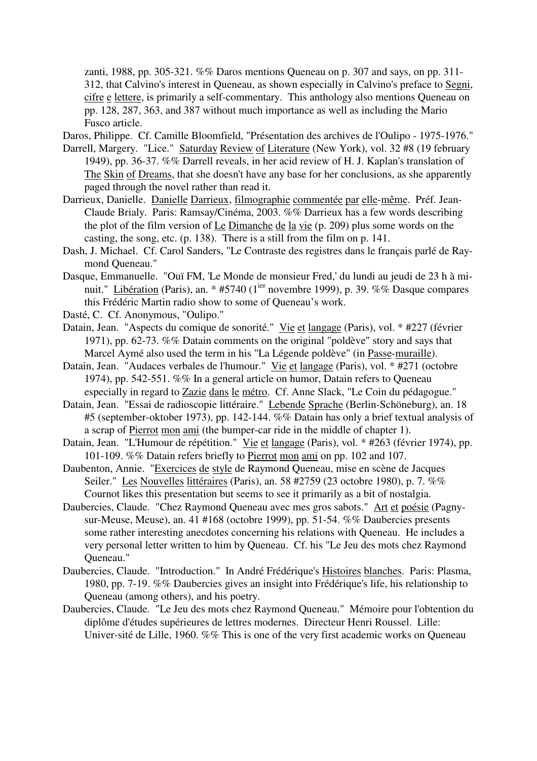zanti, 1988, pp. 305-321. %% Daros mentions Queneau on p. 307 and says, on pp. 311-312, that Calvino's interest in Queneau, as shown especially in Calvino's preface to Segni, cifre e lettere, is primarily a self-commentary. This anthology also mentions Queneau on pp. 128, 287, 363, and 387 without much importance as well as including the Mario Fusco article.

Daros, Philippe. Cf. Camille Bloomfield, "Présentation des archives de l'Oulipo - 1975-1976."

Darrell, Margery. "Lice." Saturday Review of Literature (New York), vol. 32 #8 (19 february 1949), pp. 36-37. %% Darrell reveals, in her acid review of H. J. Kaplan's translation of The Skin of Dreams, that she doesn't have any base for her conclusions, as she apparently paged through the novel rather than read it.

Darrieux, Danielle. Danielle Darrieux, filmographie commentée par elle-même. Préf. Jean-Claude Brialy. Paris: Ramsay/Cinéma, 2003. %% Darrieux has a few words describing the plot of the film version of Le Dimanche de la vie (p. 209) plus some words on the casting, the song, etc. (p. 138). There is a still from the film on p. 141.

Dash, J. Michael. Cf. Carol Sanders, "Le Contraste des registres dans le français parlé de Raymond Queneau."

Dasque, Emmanuelle. "Ouï FM, 'Le Monde de monsieur Fred,' du lundi au jeudi de 23 h à minuit." Libération (Paris), an. * #5740 (1[ier] novembre 1999), p. 39. %% Dasque compares this Frédéric Martin radio show to some of Queneau's work.

Dasté, C. Cf. Anonymous, "Oulipo."

Datain, Jean. "Aspects du comique de sonorité." Vie et langage (Paris), vol. * #227 (février 1971), pp. 62-73. %% Datain comments on the original "poldève" story and says that Marcel Aymé also used the term in his "La Légende poldève" (in Passe-muraille).

Datain, Jean. "Audaces verbales de l'humour." Vie et langage (Paris), vol. * #271 (octobre 1974), pp. 542-551. %% In a general article on humor, Datain refers to Queneau especially in regard to Zazie dans le métro. Cf. Anne Slack, "Le Coin du pédagogue."

Datain, Jean. "Essai de radioscopie littéraire." Lebende Sprache (Berlin-Schöneburg), an. 18 #5 (september-oktober 1973), pp. 142-144. %% Datain has only a brief textual analysis of a scrap of Pierrot mon ami (the bumper-car ride in the middle of chapter 1).

Datain, Jean. "L'Humour de répétition." Vie et langage (Paris), vol. * #263 (février 1974), pp. 101-109. %% Datain refers briefly to Pierrot mon ami on pp. 102 and 107.

Daubenton, Annie. "Exercices de style de Raymond Queneau, mise en scène de Jacques Seiler." Les Nouvelles littéraires (Paris), an. 58 #2759 (23 octobre 1980), p. 7. %% Cournot likes this presentation but seems to see it primarily as a bit of nostalgia.

Daubercies, Claude. "Chez Raymond Queneau avec mes gros sabots." Art et poésie (Pagny-sur-Meuse, Meuse), an. 41 #168 (octobre 1999), pp. 51-54. %% Daubercies presents some rather interesting anecdotes concerning his relations with Queneau. He includes a very personal letter written to him by Queneau. Cf. his "Le Jeu des mots chez Raymond Queneau."

Daubercies, Claude. "Introduction." In André Frédérique's Histoires blanches. Paris: Plasma, 1980, pp. 7-19. %% Daubercies gives an insight into Frédérique's life, his relationship to Queneau (among others), and his poetry.

Daubercies, Claude. "Le Jeu des mots chez Raymond Queneau." Mémoire pour l'obtention du diplôme d'études supérieures de lettres modernes. Directeur Henri Roussel. Lille: Univer-sité de Lille, 1960. %% This is one of the very first academic works on Queneau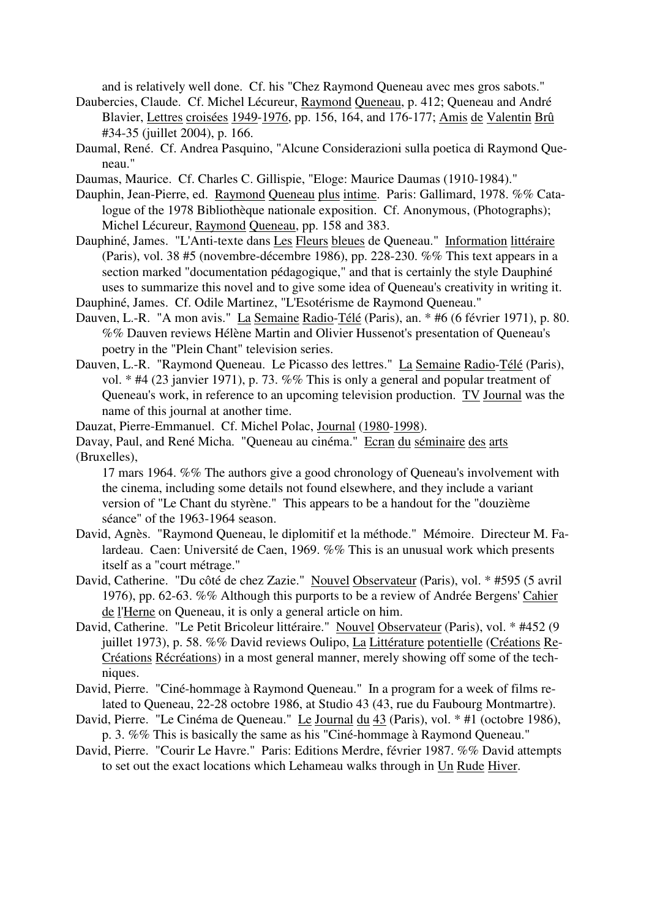and is relatively well done. Cf. his "Chez Raymond Queneau avec mes gros sabots."

Daubercies, Claude. Cf. Michel Lécureur, Raymond Queneau, p. 412; Queneau and André Blavier, Lettres croisées 1949-1976, pp. 156, 164, and 176-177; Amis de Valentin Brû #34-35 (juillet 2004), p. 166.

Daumal, René. Cf. Andrea Pasquino, "Alcune Considerazioni sulla poetica di Raymond Queneau."

Daumas, Maurice. Cf. Charles C. Gillispie, "Eloge: Maurice Daumas (1910-1984)."

Dauphin, Jean-Pierre, ed. Raymond Queneau plus intime. Paris: Gallimard, 1978. %% Catalogue of the 1978 Bibliothèque nationale exposition. Cf. Anonymous, (Photographs); Michel Lécureur, Raymond Queneau, pp. 158 and 383.

Dauphiné, James. "L'Anti-texte dans Les Fleurs bleues de Queneau." Information littéraire (Paris), vol. 38 #5 (novembre-décembre 1986), pp. 228-230. %% This text appears in a section marked "documentation pédagogique," and that is certainly the style Dauphiné uses to summarize this novel and to give some idea of Queneau's creativity in writing it.

Dauphiné, James. Cf. Odile Martinez, "L'Esotérisme de Raymond Queneau."

Dauven, L.-R. "A mon avis." La Semaine Radio-Télé (Paris), an. * #6 (6 février 1971), p. 80. %% Dauven reviews Hélène Martin and Olivier Hussenot's presentation of Queneau's poetry in the "Plein Chant" television series.

Dauven, L.-R. "Raymond Queneau. Le Picasso des lettres." La Semaine Radio-Télé (Paris), vol. * #4 (23 janvier 1971), p. 73. %% This is only a general and popular treatment of Queneau's work, in reference to an upcoming television production. TV Journal was the name of this journal at another time.

Dauzat, Pierre-Emmanuel. Cf. Michel Polac, Journal (1980-1998).

Davay, Paul, and René Micha. "Queneau au cinéma." Ecran du séminaire des arts (Bruxelles),
17 mars 1964. %% The authors give a good chronology of Queneau's involvement with the cinema, including some details not found elsewhere, and they include a variant version of "Le Chant du styrène." This appears to be a handout for the "douzième séance" of the 1963-1964 season.

David, Agnès. "Raymond Queneau, le diplomitif et la méthode." Mémoire. Directeur M. Falardeau. Caen: Université de Caen, 1969. %% This is an unusual work which presents itself as a "court métrage."

David, Catherine. "Du côté de chez Zazie." Nouvel Observateur (Paris), vol. * #595 (5 avril 1976), pp. 62-63. %% Although this purports to be a review of Andrée Bergens' Cahier de l'Herne on Queneau, it is only a general article on him.

David, Catherine. "Le Petit Bricoleur littéraire." Nouvel Observateur (Paris), vol. * #452 (9 juillet 1973), p. 58. %% David reviews Oulipo, La Littérature potentielle (Créations Re-Créations Récréations) in a most general manner, merely showing off some of the techniques.

David, Pierre. "Ciné-hommage à Raymond Queneau." In a program for a week of films related to Queneau, 22-28 octobre 1986, at Studio 43 (43, rue du Faubourg Montmartre).

David, Pierre. "Le Cinéma de Queneau." Le Journal du 43 (Paris), vol. * #1 (octobre 1986), p. 3. %% This is basically the same as his "Ciné-hommage à Raymond Queneau."

David, Pierre. "Courir Le Havre." Paris: Editions Merdre, février 1987. %% David attempts to set out the exact locations which Lehameau walks through in Un Rude Hiver.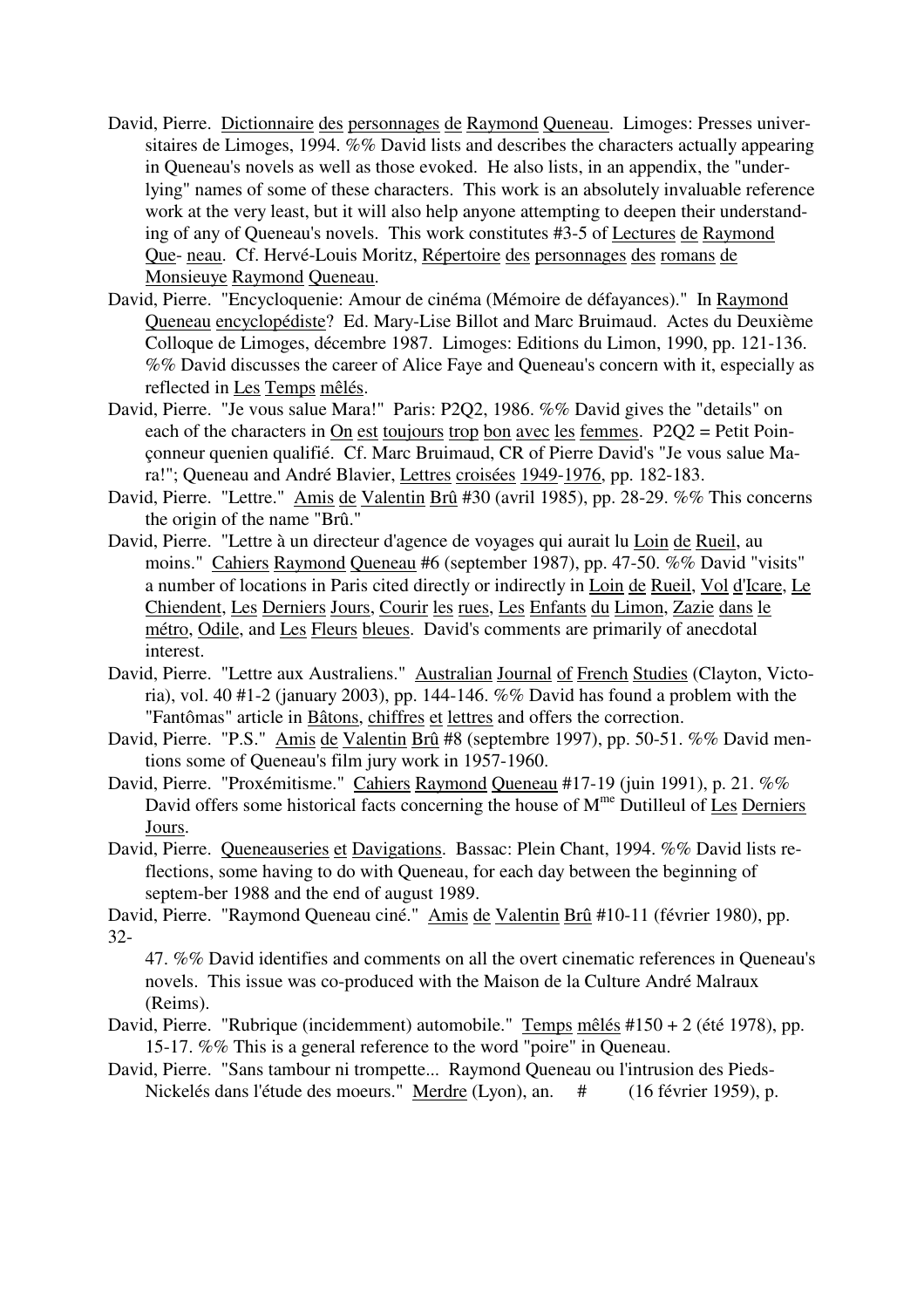David, Pierre. Dictionnaire des personnages de Raymond Queneau. Limoges: Presses universitaires de Limoges, 1994. %% David lists and describes the characters actually appearing in Queneau's novels as well as those evoked. He also lists, in an appendix, the "underlying" names of some of these characters. This work is an absolutely invaluable reference work at the very least, but it will also help anyone attempting to deepen their understanding of any of Queneau's novels. This work constitutes #3-5 of Lectures de Raymond Que- neau. Cf. Hervé-Louis Moritz, Répertoire des personnages des romans de Monsieuye Raymond Queneau.

David, Pierre. "Encycloquenie: Amour de cinéma (Mémoire de défayances)." In Raymond Queneau encyclopédiste? Ed. Mary-Lise Billot and Marc Bruimaud. Actes du Deuxième Colloque de Limoges, décembre 1987. Limoges: Editions du Limon, 1990, pp. 121-136. %% David discusses the career of Alice Faye and Queneau's concern with it, especially as reflected in Les Temps mêlés.

David, Pierre. "Je vous salue Mara!" Paris: P2Q2, 1986. %% David gives the "details" on each of the characters in On est toujours trop bon avec les femmes. P2Q2 = Petit Poinçonneur quenien qualifié. Cf. Marc Bruimaud, CR of Pierre David's "Je vous salue Mara!"; Queneau and André Blavier, Lettres croisées 1949-1976, pp. 182-183.

David, Pierre. "Lettre." Amis de Valentin Brû #30 (avril 1985), pp. 28-29. %% This concerns the origin of the name "Brû."

David, Pierre. "Lettre à un directeur d'agence de voyages qui aurait lu Loin de Rueil, au moins." Cahiers Raymond Queneau #6 (september 1987), pp. 47-50. %% David "visits" a number of locations in Paris cited directly or indirectly in Loin de Rueil, Vol d'Icare, Le Chiendent, Les Derniers Jours, Courir les rues, Les Enfants du Limon, Zazie dans le métro, Odile, and Les Fleurs bleues. David's comments are primarily of anecdotal interest.

David, Pierre. "Lettre aux Australiens." Australian Journal of French Studies (Clayton, Victoria), vol. 40 #1-2 (january 2003), pp. 144-146. %% David has found a problem with the "Fantômas" article in Bâtons, chiffres et lettres and offers the correction.

David, Pierre. "P.S." Amis de Valentin Brû #8 (septembre 1997), pp. 50-51. %% David mentions some of Queneau's film jury work in 1957-1960.

David, Pierre. "Proxémitisme." Cahiers Raymond Queneau #17-19 (juin 1991), p. 21. %% David offers some historical facts concerning the house of M[me] Dutilleul of Les Derniers Jours.

David, Pierre. Queneauseries et Davigations. Bassac: Plein Chant, 1994. %% David lists reflections, some having to do with Queneau, for each day between the beginning of septem-ber 1988 and the end of august 1989.

David, Pierre. "Raymond Queneau ciné." Amis de Valentin Brû #10-11 (février 1980), pp. 32-47. %% David identifies and comments on all the overt cinematic references in Queneau's novels. This issue was co-produced with the Maison de la Culture André Malraux (Reims).

David, Pierre. "Rubrique (incidemment) automobile." Temps mêlés #150 + 2 (été 1978), pp. 15-17. %% This is a general reference to the word "poire" in Queneau.

David, Pierre. "Sans tambour ni trompette... Raymond Queneau ou l'intrusion des Pieds-Nickelés dans l'étude des moeurs." Merdre (Lyon), an. # (16 février 1959), p.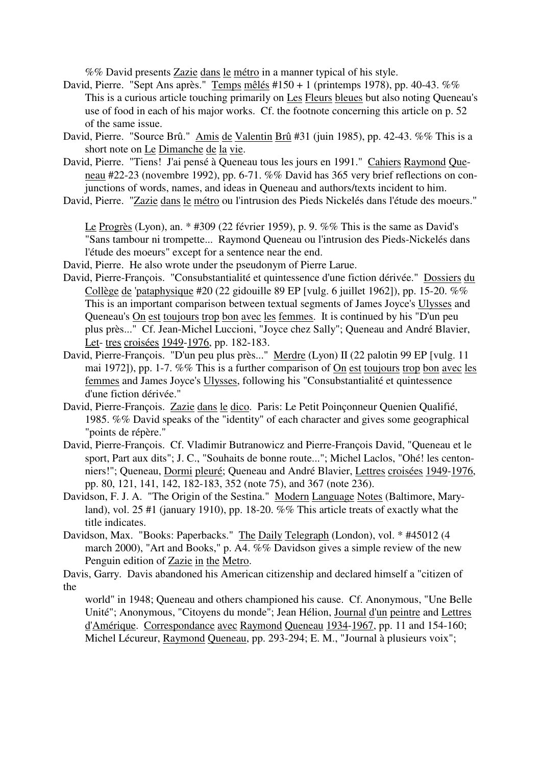%% David presents Zazie dans le métro in a manner typical of his style.

David, Pierre. "Sept Ans après." Temps mêlés #150 + 1 (printemps 1978), pp. 40-43. %% This is a curious article touching primarily on Les Fleurs bleues but also noting Queneau's use of food in each of his major works. Cf. the footnote concerning this article on p. 52 of the same issue.

David, Pierre. "Source Brû." Amis de Valentin Brû #31 (juin 1985), pp. 42-43. %% This is a short note on Le Dimanche de la vie.

David, Pierre. "Tiens! J'ai pensé à Queneau tous les jours en 1991." Cahiers Raymond Queneau #22-23 (novembre 1992), pp. 6-71. %% David has 365 very brief reflections on conjunctions of words, names, and ideas in Queneau and authors/texts incident to him.

David, Pierre. "Zazie dans le métro ou l'intrusion des Pieds Nickelés dans l'étude des moeurs."

Le Progrès (Lyon), an. * #309 (22 février 1959), p. 9. %% This is the same as David's "Sans tambour ni trompette... Raymond Queneau ou l'intrusion des Pieds-Nickelés dans l'étude des moeurs" except for a sentence near the end.

David, Pierre. He also wrote under the pseudonym of Pierre Larue.

David, Pierre-François. "Consubstantialité et quintessence d'une fiction dérivée." Dossiers du Collège de 'pataphysique #20 (22 gidouille 89 EP [vulg. 6 juillet 1962]), pp. 15-20. %% This is an important comparison between textual segments of James Joyce's Ulysses and Queneau's On est toujours trop bon avec les femmes. It is continued by his "D'un peu plus près..." Cf. Jean-Michel Luccioni, "Joyce chez Sally"; Queneau and André Blavier, Let- tres croisées 1949-1976, pp. 182-183.

David, Pierre-François. "D'un peu plus près..." Merdre (Lyon) II (22 palotin 99 EP [vulg. 11 mai 1972]), pp. 1-7. %% This is a further comparison of On est toujours trop bon avec les femmes and James Joyce's Ulysses, following his "Consubstantialité et quintessence d'une fiction dérivée."

David, Pierre-François. Zazie dans le dico. Paris: Le Petit Poinçonneur Quenien Qualifié, 1985. %% David speaks of the "identity" of each character and gives some geographical "points de répère."

David, Pierre-François. Cf. Vladimir Butranowicz and Pierre-François David, "Queneau et le sport, Part aux dits"; J. C., "Souhaits de bonne route..."; Michel Laclos, "Ohé! les cantonniers!"; Queneau, Dormi pleuré; Queneau and André Blavier, Lettres croisées 1949-1976, pp. 80, 121, 141, 142, 182-183, 352 (note 75), and 367 (note 236).

Davidson, F. J. A. "The Origin of the Sestina." Modern Language Notes (Baltimore, Maryland), vol. 25 #1 (january 1910), pp. 18-20. %% This article treats of exactly what the title indicates.

Davidson, Max. "Books: Paperbacks." The Daily Telegraph (London), vol. * #45012 (4 march 2000), "Art and Books," p. A4. %% Davidson gives a simple review of the new Penguin edition of Zazie in the Metro.

Davis, Garry. Davis abandoned his American citizenship and declared himself a "citizen of the world" in 1948; Queneau and others championed his cause. Cf. Anonymous, "Une Belle Unité"; Anonymous, "Citoyens du monde"; Jean Hélion, Journal d'un peintre and Lettres d'Amérique. Correspondance avec Raymond Queneau 1934-1967, pp. 11 and 154-160; Michel Lécureur, Raymond Queneau, pp. 293-294; E. M., "Journal à plusieurs voix";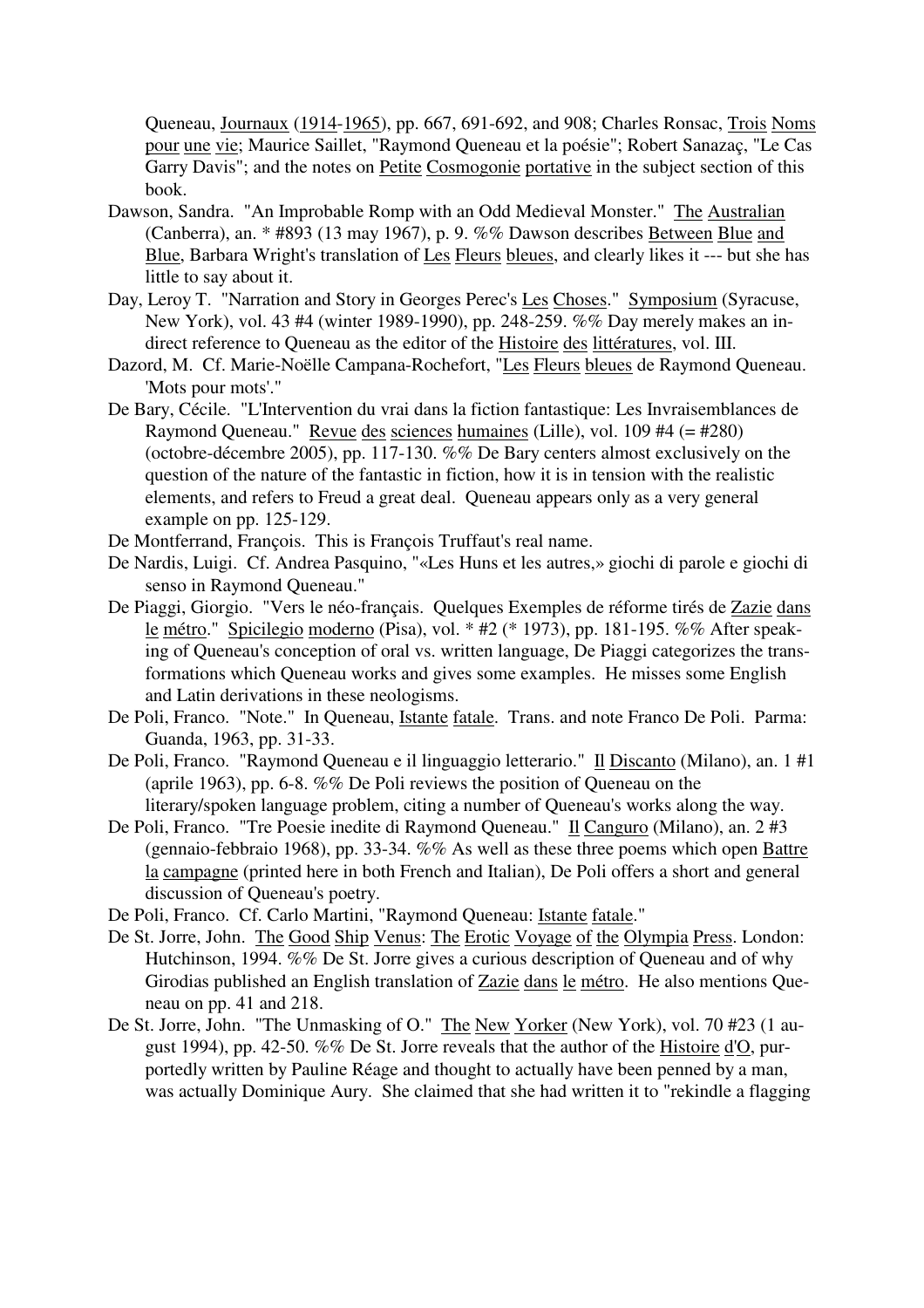Queneau, Journaux (1914-1965), pp. 667, 691-692, and 908; Charles Ronsac, Trois Noms pour une vie; Maurice Saillet, "Raymond Queneau et la poésie"; Robert Sanazaç, "Le Cas Garry Davis"; and the notes on Petite Cosmogonie portative in the subject section of this book.

Dawson, Sandra. "An Improbable Romp with an Odd Medieval Monster." The Australian (Canberra), an. * #893 (13 may 1967), p. 9. %% Dawson describes Between Blue and Blue, Barbara Wright's translation of Les Fleurs bleues, and clearly likes it --- but she has little to say about it.

Day, Leroy T. "Narration and Story in Georges Perec's Les Choses." Symposium (Syracuse, New York), vol. 43 #4 (winter 1989-1990), pp. 248-259. %% Day merely makes an indirect reference to Queneau as the editor of the Histoire des littératures, vol. III.

Dazord, M. Cf. Marie-Noëlle Campana-Rochefort, "Les Fleurs bleues de Raymond Queneau. 'Mots pour mots'."

De Bary, Cécile. "L'Intervention du vrai dans la fiction fantastique: Les Invraisemblances de Raymond Queneau." Revue des sciences humaines (Lille), vol. 109 #4 (= #280) (octobre-décembre 2005), pp. 117-130. %% De Bary centers almost exclusively on the question of the nature of the fantastic in fiction, how it is in tension with the realistic elements, and refers to Freud a great deal. Queneau appears only as a very general example on pp. 125-129.

De Montferrand, François. This is François Truffaut's real name.

De Nardis, Luigi. Cf. Andrea Pasquino, "«Les Huns et les autres,» giochi di parole e giochi di senso in Raymond Queneau."

De Piaggi, Giorgio. "Vers le néo-français. Quelques Exemples de réforme tirés de Zazie dans le métro." Spicilegio moderno (Pisa), vol. * #2 (* 1973), pp. 181-195. %% After speaking of Queneau's conception of oral vs. written language, De Piaggi categorizes the transformations which Queneau works and gives some examples. He misses some English and Latin derivations in these neologisms.

De Poli, Franco. "Note." In Queneau, Istante fatale. Trans. and note Franco De Poli. Parma: Guanda, 1963, pp. 31-33.

De Poli, Franco. "Raymond Queneau e il linguaggio letterario." Il Discanto (Milano), an. 1 #1 (aprile 1963), pp. 6-8. %% De Poli reviews the position of Queneau on the literary/spoken language problem, citing a number of Queneau's works along the way.

De Poli, Franco. "Tre Poesie inedite di Raymond Queneau." Il Canguro (Milano), an. 2 #3 (gennaio-febbraio 1968), pp. 33-34. %% As well as these three poems which open Battre la campagne (printed here in both French and Italian), De Poli offers a short and general discussion of Queneau's poetry.

De Poli, Franco. Cf. Carlo Martini, "Raymond Queneau: Istante fatale."

De St. Jorre, John. The Good Ship Venus: The Erotic Voyage of the Olympia Press. London: Hutchinson, 1994. %% De St. Jorre gives a curious description of Queneau and of why Girodias published an English translation of Zazie dans le métro. He also mentions Queneau on pp. 41 and 218.

De St. Jorre, John. "The Unmasking of O." The New Yorker (New York), vol. 70 #23 (1 august 1994), pp. 42-50. %% De St. Jorre reveals that the author of the Histoire d'O, purportedly written by Pauline Réage and thought to actually have been penned by a man, was actually Dominique Aury. She claimed that she had written it to "rekindle a flagging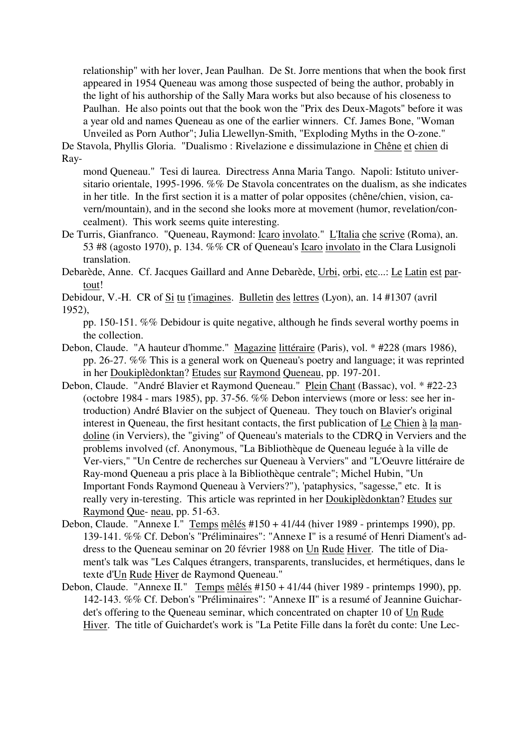relationship" with her lover, Jean Paulhan. De St. Jorre mentions that when the book first appeared in 1954 Queneau was among those suspected of being the author, probably in the light of his authorship of the Sally Mara works but also because of his closeness to Paulhan. He also points out that the book won the "Prix des Deux-Magots" before it was a year old and names Queneau as one of the earlier winners. Cf. James Bone, "Woman Unveiled as Porn Author"; Julia Llewellyn-Smith, "Exploding Myths in the O-zone."

De Stavola, Phyllis Gloria. "Dualismo : Rivelazione e dissimulazione in Chêne et chien di Raymond Queneau." Tesi di laurea. Directress Anna Maria Tango. Napoli: Istituto universitario orientale, 1995-1996. %% De Stavola concentrates on the dualism, as she indicates in her title. In the first section it is a matter of polar opposites (chêne/chien, vision, cavern/mountain), and in the second she looks more at movement (humor, revelation/concealment). This work seems quite interesting.

De Turris, Gianfranco. "Queneau, Raymond: Icaro involato." L'Italia che scrive (Roma), an. 53 #8 (agosto 1970), p. 134. %% CR of Queneau's Icaro involato in the Clara Lusignoli translation.

Debarède, Anne. Cf. Jacques Gaillard and Anne Debarède, Urbi, orbi, etc...: Le Latin est partout!

Debidour, V.-H. CR of Si tu t'imagines. Bulletin des lettres (Lyon), an. 14 #1307 (avril 1952), pp. 150-151. %% Debidour is quite negative, although he finds several worthy poems in the collection.

Debon, Claude. "A hauteur d'homme." Magazine littéraire (Paris), vol. * #228 (mars 1986), pp. 26-27. %% This is a general work on Queneau's poetry and language; it was reprinted in her Doukiplèdonktan? Etudes sur Raymond Queneau, pp. 197-201.

Debon, Claude. "André Blavier et Raymond Queneau." Plein Chant (Bassac), vol. * #22-23 (octobre 1984 - mars 1985), pp. 37-56. %% Debon interviews (more or less: see her introduction) André Blavier on the subject of Queneau. They touch on Blavier's original interest in Queneau, the first hesitant contacts, the first publication of Le Chien à la mandoline (in Verviers), the "giving" of Queneau's materials to the CDRQ in Verviers and the problems involved (cf. Anonymous, "La Bibliothèque de Queneau leguée à la ville de Verviers," "Un Centre de recherches sur Queneau à Verviers" and "L'Oeuvre littéraire de Raymond Queneau a pris place à la Bibliothèque centrale"; Michel Hubin, "Un Important Fonds Raymond Queneau à Verviers?"), 'pataphysics, "sagesse," etc. It is really very interesting. This article was reprinted in her Doukiplèdonktan? Etudes sur Raymond Queneau, pp. 51-63.

Debon, Claude. "Annexe I." Temps mêlés #150 + 41/44 (hiver 1989 - printemps 1990), pp. 139-141. %% Cf. Debon's "Préliminaires": "Annexe I" is a resumé of Henri Diament's address to the Queneau seminar on 20 février 1988 on Un Rude Hiver. The title of Diament's talk was "Les Calques étrangers, transparents, translucides, et hermétiques, dans le texte d'Un Rude Hiver de Raymond Queneau."

Debon, Claude. "Annexe II." Temps mêlés #150 + 41/44 (hiver 1989 - printemps 1990), pp. 142-143. %% Cf. Debon's "Préliminaires": "Annexe II" is a resumé of Jeannine Guichardet's offering to the Queneau seminar, which concentrated on chapter 10 of Un Rude Hiver. The title of Guichardet's work is "La Petite Fille dans la forêt du conte: Une Lec-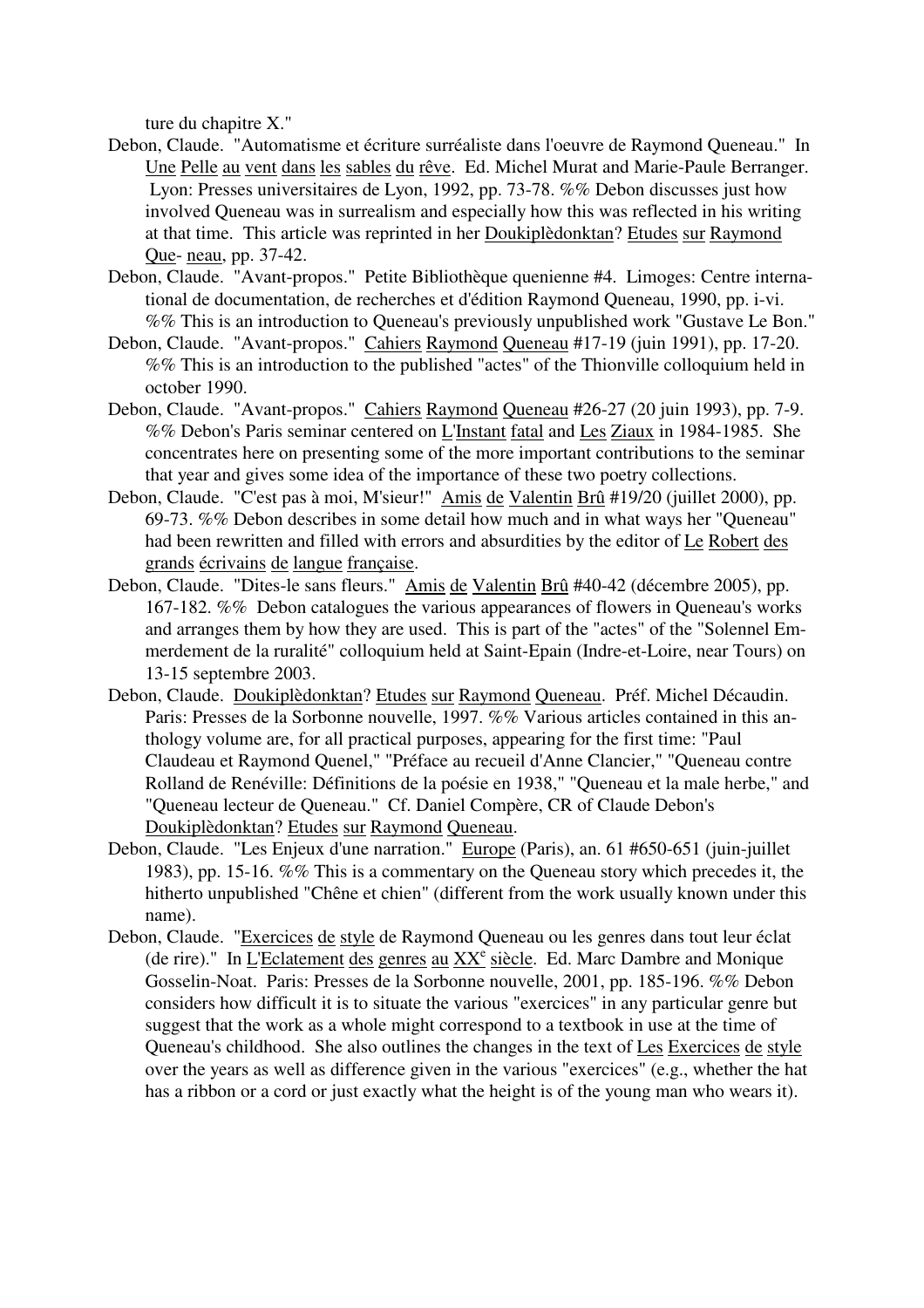ture du chapitre X."

Debon, Claude. "Automatisme et écriture surréaliste dans l'oeuvre de Raymond Queneau." In Une Pelle au vent dans les sables du rêve. Ed. Michel Murat and Marie-Paule Berranger. Lyon: Presses universitaires de Lyon, 1992, pp. 73-78. %% Debon discusses just how involved Queneau was in surrealism and especially how this was reflected in his writing at that time. This article was reprinted in her Doukiplèdonktan? Etudes sur Raymond Que- neau, pp. 37-42.

Debon, Claude. "Avant-propos." Petite Bibliothèque quenienne #4. Limoges: Centre international de documentation, de recherches et d'édition Raymond Queneau, 1990, pp. i-vi. %% This is an introduction to Queneau's previously unpublished work "Gustave Le Bon."

Debon, Claude. "Avant-propos." Cahiers Raymond Queneau #17-19 (juin 1991), pp. 17-20. %% This is an introduction to the published "actes" of the Thionville colloquium held in october 1990.

Debon, Claude. "Avant-propos." Cahiers Raymond Queneau #26-27 (20 juin 1993), pp. 7-9. %% Debon's Paris seminar centered on L'Instant fatal and Les Ziaux in 1984-1985. She concentrates here on presenting some of the more important contributions to the seminar that year and gives some idea of the importance of these two poetry collections.

Debon, Claude. "C'est pas à moi, M'sieur!" Amis de Valentin Brû #19/20 (juillet 2000), pp. 69-73. %% Debon describes in some detail how much and in what ways her "Queneau" had been rewritten and filled with errors and absurdities by the editor of Le Robert des grands écrivains de langue française.

Debon, Claude. "Dites-le sans fleurs." Amis de Valentin Brû #40-42 (décembre 2005), pp. 167-182. %% Debon catalogues the various appearances of flowers in Queneau's works and arranges them by how they are used. This is part of the "actes" of the "Solennel Emmerdement de la ruralité" colloquium held at Saint-Epain (Indre-et-Loire, near Tours) on 13-15 septembre 2003.

Debon, Claude. Doukiplèdonktan? Etudes sur Raymond Queneau. Préf. Michel Décaudin. Paris: Presses de la Sorbonne nouvelle, 1997. %% Various articles contained in this anthology volume are, for all practical purposes, appearing for the first time: "Paul Claudeau et Raymond Quenel," "Préface au recueil d'Anne Clancier," "Queneau contre Rolland de Renéville: Définitions de la poésie en 1938," "Queneau et la male herbe," and "Queneau lecteur de Queneau." Cf. Daniel Compère, CR of Claude Debon's Doukiplèdonktan? Etudes sur Raymond Queneau.

Debon, Claude. "Les Enjeux d'une narration." Europe (Paris), an. 61 #650-651 (juin-juillet 1983), pp. 15-16. %% This is a commentary on the Queneau story which precedes it, the hitherto unpublished "Chêne et chien" (different from the work usually known under this name).

Debon, Claude. "Exercices de style de Raymond Queneau ou les genres dans tout leur éclat (de rire)." In L'Eclatement des genres au XX[e] siècle. Ed. Marc Dambre and Monique Gosselin-Noat. Paris: Presses de la Sorbonne nouvelle, 2001, pp. 185-196. %% Debon considers how difficult it is to situate the various "exercices" in any particular genre but suggest that the work as a whole might correspond to a textbook in use at the time of Queneau's childhood. She also outlines the changes in the text of Les Exercices de style over the years as well as difference given in the various "exercices" (e.g., whether the hat has a ribbon or a cord or just exactly what the height is of the young man who wears it).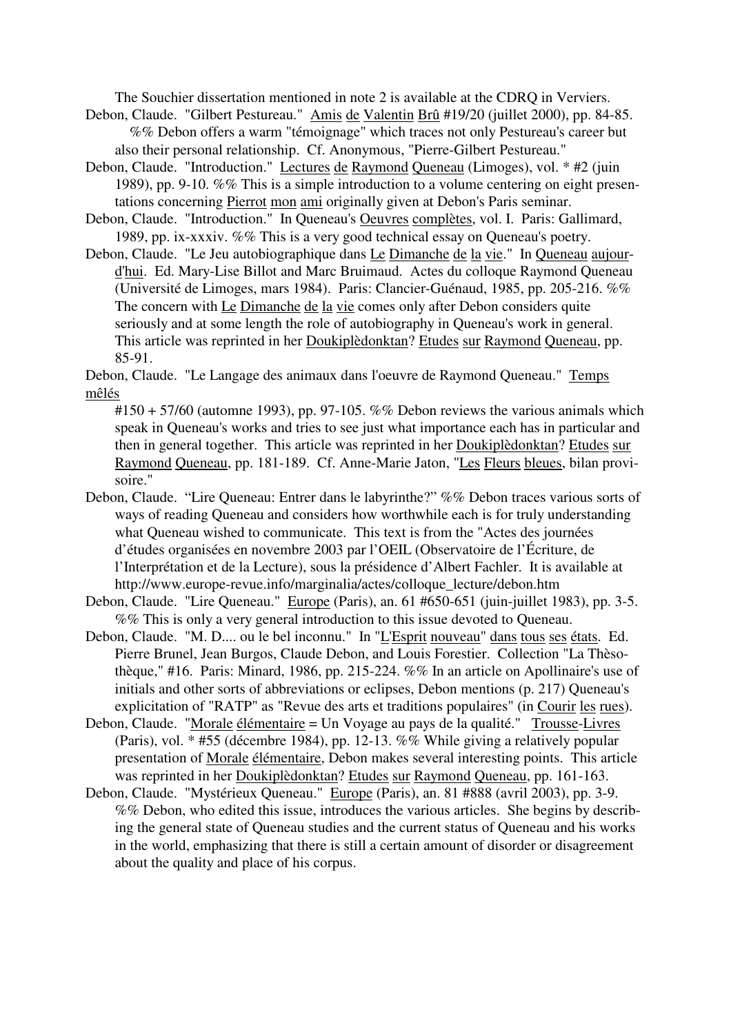The Souchier dissertation mentioned in note 2 is available at the CDRQ in Verviers.

Debon, Claude. "Gilbert Pestureau." Amis de Valentin Brû #19/20 (juillet 2000), pp. 84-85. %% Debon offers a warm "témoignage" which traces not only Pestureau's career but also their personal relationship. Cf. Anonymous, "Pierre-Gilbert Pestureau."

Debon, Claude. "Introduction." Lectures de Raymond Queneau (Limoges), vol. * #2 (juin 1989), pp. 9-10. %% This is a simple introduction to a volume centering on eight presentations concerning Pierrot mon ami originally given at Debon's Paris seminar.

Debon, Claude. "Introduction." In Queneau's Oeuvres complètes, vol. I. Paris: Gallimard, 1989, pp. ix-xxxiv. %% This is a very good technical essay on Queneau's poetry.

Debon, Claude. "Le Jeu autobiographique dans Le Dimanche de la vie." In Queneau aujourd'hui. Ed. Mary-Lise Billot and Marc Bruimaud. Actes du colloque Raymond Queneau (Université de Limoges, mars 1984). Paris: Clancier-Guénaud, 1985, pp. 205-216. %% The concern with Le Dimanche de la vie comes only after Debon considers quite seriously and at some length the role of autobiography in Queneau's work in general. This article was reprinted in her Doukiplèdonktan? Etudes sur Raymond Queneau, pp. 85-91.

Debon, Claude. "Le Langage des animaux dans l'oeuvre de Raymond Queneau." Temps mêlés #150 + 57/60 (automne 1993), pp. 97-105. %% Debon reviews the various animals which speak in Queneau's works and tries to see just what importance each has in particular and then in general together. This article was reprinted in her Doukiplèdonktan? Etudes sur Raymond Queneau, pp. 181-189. Cf. Anne-Marie Jaton, "Les Fleurs bleues, bilan provisoire."

Debon, Claude. "Lire Queneau: Entrer dans le labyrinthe?" %% Debon traces various sorts of ways of reading Queneau and considers how worthwhile each is for truly understanding what Queneau wished to communicate. This text is from the "Actes des journées d'études organisées en novembre 2003 par l'OEIL (Observatoire de l'Écriture, de l'Interprétation et de la Lecture), sous la présidence d'Albert Fachler. It is available at http://www.europe-revue.info/marginalia/actes/colloque_lecture/debon.htm

Debon, Claude. "Lire Queneau." Europe (Paris), an. 61 #650-651 (juin-juillet 1983), pp. 3-5. %% This is only a very general introduction to this issue devoted to Queneau.

Debon, Claude. "M. D.... ou le bel inconnu." In "L'Esprit nouveau" dans tous ses états. Ed. Pierre Brunel, Jean Burgos, Claude Debon, and Louis Forestier. Collection "La Thèsothèque," #16. Paris: Minard, 1986, pp. 215-224. %% In an article on Apollinaire's use of initials and other sorts of abbreviations or eclipses, Debon mentions (p. 217) Queneau's explicitation of "RATP" as "Revue des arts et traditions populaires" (in Courir les rues).

Debon, Claude. "Morale élémentaire = Un Voyage au pays de la qualité." Trousse-Livres (Paris), vol. * #55 (décembre 1984), pp. 12-13. %% While giving a relatively popular presentation of Morale élémentaire, Debon makes several interesting points. This article was reprinted in her Doukiplèdonktan? Etudes sur Raymond Queneau, pp. 161-163.

Debon, Claude. "Mystérieux Queneau." Europe (Paris), an. 81 #888 (avril 2003), pp. 3-9. %% Debon, who edited this issue, introduces the various articles. She begins by describing the general state of Queneau studies and the current status of Queneau and his works in the world, emphasizing that there is still a certain amount of disorder or disagreement about the quality and place of his corpus.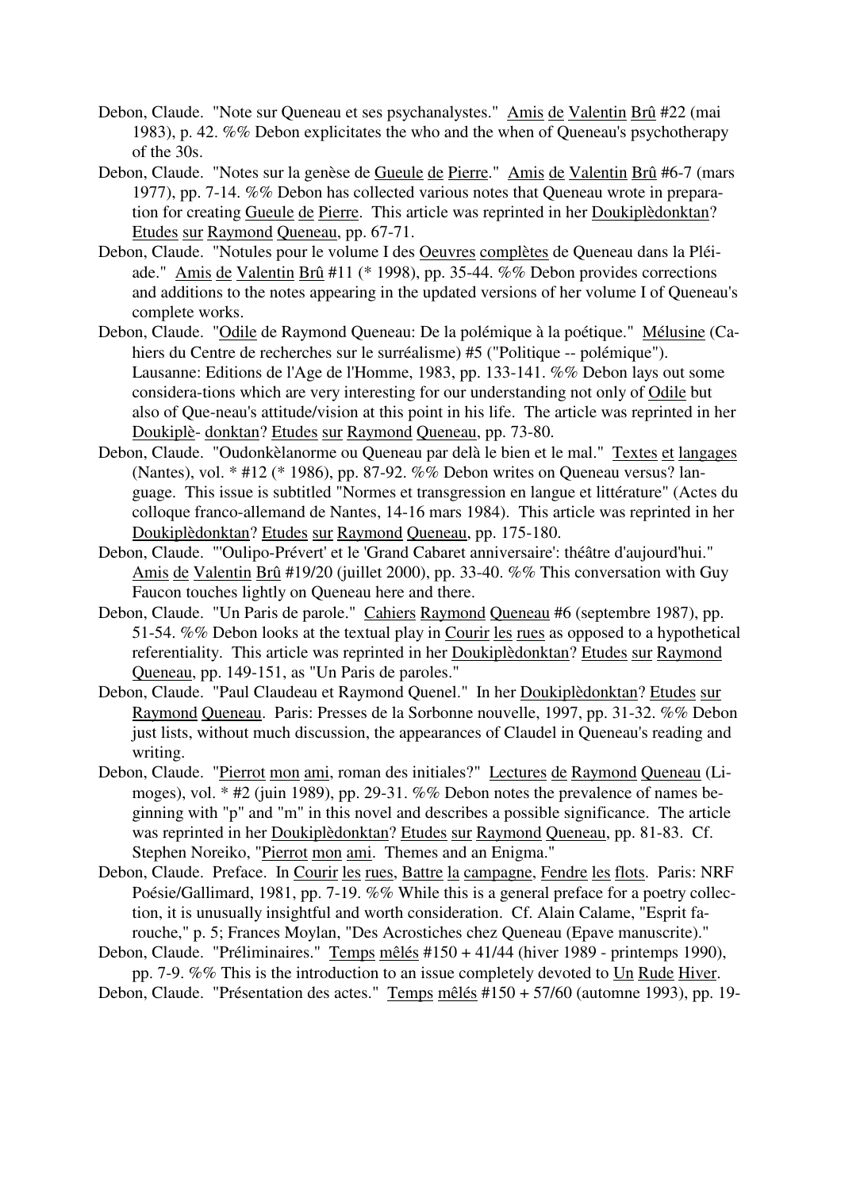Debon, Claude. "Note sur Queneau et ses psychanalystes." Amis de Valentin Brû #22 (mai 1983), p. 42. %% Debon explicitates the who and the when of Queneau's psychotherapy of the 30s.

Debon, Claude. "Notes sur la genèse de Gueule de Pierre." Amis de Valentin Brû #6-7 (mars 1977), pp. 7-14. %% Debon has collected various notes that Queneau wrote in preparation for creating Gueule de Pierre. This article was reprinted in her Doukiplèdonktan? Etudes sur Raymond Queneau, pp. 67-71.

Debon, Claude. "Notules pour le volume I des Oeuvres complètes de Queneau dans la Pléiade." Amis de Valentin Brû #11 (* 1998), pp. 35-44. %% Debon provides corrections and additions to the notes appearing in the updated versions of her volume I of Queneau's complete works.

Debon, Claude. "Odile de Raymond Queneau: De la polémique à la poétique." Mélusine (Cahiers du Centre de recherches sur le surréalisme) #5 ("Politique -- polémique"). Lausanne: Editions de l'Age de l'Homme, 1983, pp. 133-141. %% Debon lays out some considera-tions which are very interesting for our understanding not only of Odile but also of Que-neau's attitude/vision at this point in his life. The article was reprinted in her Doukiplè- donktan? Etudes sur Raymond Queneau, pp. 73-80.

Debon, Claude. "Oudonkèlanorme ou Queneau par delà le bien et le mal." Textes et langages (Nantes), vol. * #12 (* 1986), pp. 87-92. %% Debon writes on Queneau versus? language. This issue is subtitled "Normes et transgression en langue et littérature" (Actes du colloque franco-allemand de Nantes, 14-16 mars 1984). This article was reprinted in her Doukiplèdonktan? Etudes sur Raymond Queneau, pp. 175-180.

Debon, Claude. "'Oulipo-Prévert' et le 'Grand Cabaret anniversaire': théâtre d'aujourd'hui." Amis de Valentin Brû #19/20 (juillet 2000), pp. 33-40. %% This conversation with Guy Faucon touches lightly on Queneau here and there.

Debon, Claude. "Un Paris de parole." Cahiers Raymond Queneau #6 (septembre 1987), pp. 51-54. %% Debon looks at the textual play in Courir les rues as opposed to a hypothetical referentiality. This article was reprinted in her Doukiplèdonktan? Etudes sur Raymond Queneau, pp. 149-151, as "Un Paris de paroles."

Debon, Claude. "Paul Claudeau et Raymond Quenel." In her Doukiplèdonktan? Etudes sur Raymond Queneau. Paris: Presses de la Sorbonne nouvelle, 1997, pp. 31-32. %% Debon just lists, without much discussion, the appearances of Claudel in Queneau's reading and writing.

Debon, Claude. "Pierrot mon ami, roman des initiales?" Lectures de Raymond Queneau (Limoges), vol. * #2 (juin 1989), pp. 29-31. %% Debon notes the prevalence of names beginning with "p" and "m" in this novel and describes a possible significance. The article was reprinted in her Doukiplèdonktan? Etudes sur Raymond Queneau, pp. 81-83. Cf. Stephen Noreiko, "Pierrot mon ami. Themes and an Enigma."

Debon, Claude. Preface. In Courir les rues, Battre la campagne, Fendre les flots. Paris: NRF Poésie/Gallimard, 1981, pp. 7-19. %% While this is a general preface for a poetry collection, it is unusually insightful and worth consideration. Cf. Alain Calame, "Esprit farouche," p. 5; Frances Moylan, "Des Acrostiches chez Queneau (Epave manuscrite)."

Debon, Claude. "Préliminaires." Temps mêlés #150 + 41/44 (hiver 1989 - printemps 1990), pp. 7-9. %% This is the introduction to an issue completely devoted to Un Rude Hiver.

Debon, Claude. "Présentation des actes." Temps mêlés #150 + 57/60 (automne 1993), pp. 19-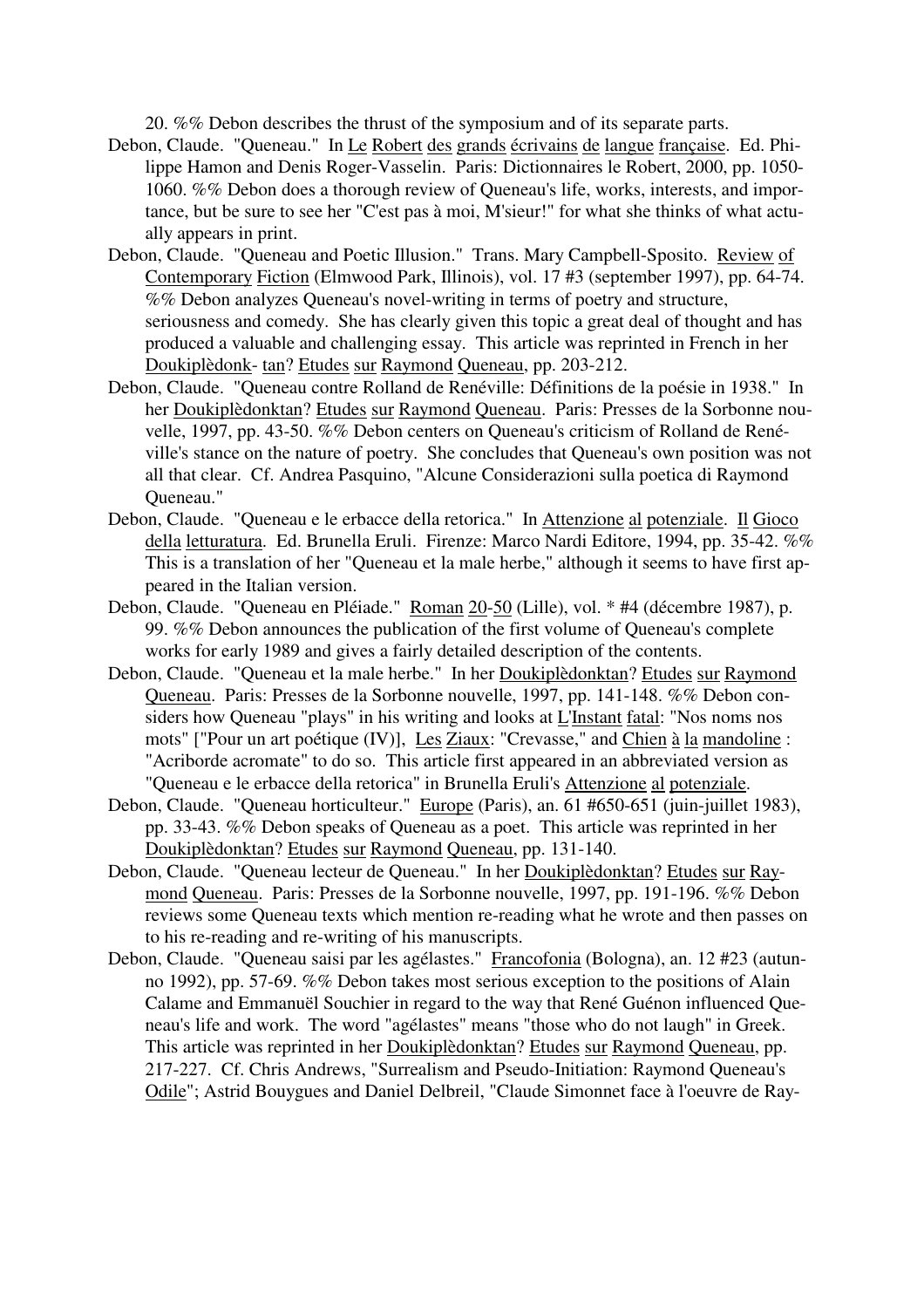20. %% Debon describes the thrust of the symposium and of its separate parts.

Debon, Claude. "Queneau." In Le Robert des grands écrivains de langue française. Ed. Philippe Hamon and Denis Roger-Vasselin. Paris: Dictionnaires le Robert, 2000, pp. 1050-1060. %% Debon does a thorough review of Queneau's life, works, interests, and importance, but be sure to see her "C'est pas à moi, M'sieur!" for what she thinks of what actually appears in print.

Debon, Claude. "Queneau and Poetic Illusion." Trans. Mary Campbell-Sposito. Review of Contemporary Fiction (Elmwood Park, Illinois), vol. 17 #3 (september 1997), pp. 64-74. %% Debon analyzes Queneau's novel-writing in terms of poetry and structure, seriousness and comedy. She has clearly given this topic a great deal of thought and has produced a valuable and challenging essay. This article was reprinted in French in her Doukiplèdonk- tan? Etudes sur Raymond Queneau, pp. 203-212.

Debon, Claude. "Queneau contre Rolland de Renéville: Définitions de la poésie in 1938." In her Doukiplèdonktan? Etudes sur Raymond Queneau. Paris: Presses de la Sorbonne nouvelle, 1997, pp. 43-50. %% Debon centers on Queneau's criticism of Rolland de Renéville's stance on the nature of poetry. She concludes that Queneau's own position was not all that clear. Cf. Andrea Pasquino, "Alcune Considerazioni sulla poetica di Raymond Queneau."

Debon, Claude. "Queneau e le erbacce della retorica." In Attenzione al potenziale. Il Gioco della letturatura. Ed. Brunella Eruli. Firenze: Marco Nardi Editore, 1994, pp. 35-42. %% This is a translation of her "Queneau et la male herbe," although it seems to have first appeared in the Italian version.

Debon, Claude. "Queneau en Pléiade." Roman 20-50 (Lille), vol. * #4 (décembre 1987), p. 99. %% Debon announces the publication of the first volume of Queneau's complete works for early 1989 and gives a fairly detailed description of the contents.

Debon, Claude. "Queneau et la male herbe." In her Doukiplèdonktan? Etudes sur Raymond Queneau. Paris: Presses de la Sorbonne nouvelle, 1997, pp. 141-148. %% Debon considers how Queneau "plays" in his writing and looks at L'Instant fatal: "Nos noms nos mots" ["Pour un art poétique (IV)], Les Ziaux: "Crevasse," and Chien à la mandoline : "Acriborde acromate" to do so. This article first appeared in an abbreviated version as "Queneau e le erbacce della retorica" in Brunella Eruli's Attenzione al potenziale.

Debon, Claude. "Queneau horticulteur." Europe (Paris), an. 61 #650-651 (juin-juillet 1983), pp. 33-43. %% Debon speaks of Queneau as a poet. This article was reprinted in her Doukiplèdonktan? Etudes sur Raymond Queneau, pp. 131-140.

Debon, Claude. "Queneau lecteur de Queneau." In her Doukiplèdonktan? Etudes sur Raymond Queneau. Paris: Presses de la Sorbonne nouvelle, 1997, pp. 191-196. %% Debon reviews some Queneau texts which mention re-reading what he wrote and then passes on to his re-reading and re-writing of his manuscripts.

Debon, Claude. "Queneau saisi par les agélastes." Francofonia (Bologna), an. 12 #23 (autunno 1992), pp. 57-69. %% Debon takes most serious exception to the positions of Alain Calame and Emmanuël Souchier in regard to the way that René Guénon influenced Queneau's life and work. The word "agélastes" means "those who do not laugh" in Greek. This article was reprinted in her Doukiplèdonktan? Etudes sur Raymond Queneau, pp. 217-227. Cf. Chris Andrews, "Surrealism and Pseudo-Initiation: Raymond Queneau's Odile"; Astrid Bouygues and Daniel Delbreil, "Claude Simonnet face à l'oeuvre de Ray-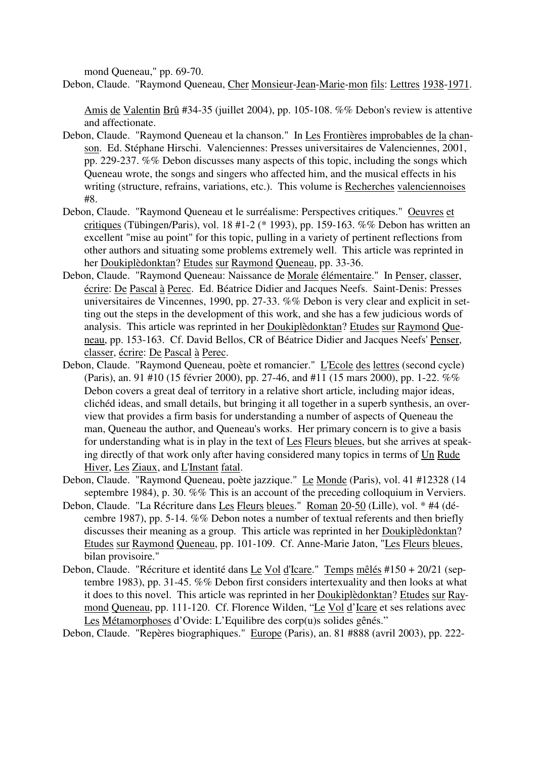mond Queneau," pp. 69-70.

Debon, Claude. "Raymond Queneau, Cher Monsieur-Jean-Marie-mon fils: Lettres 1938-1971. Amis de Valentin Brû #34-35 (juillet 2004), pp. 105-108. %% Debon's review is attentive and affectionate.

Debon, Claude. "Raymond Queneau et la chanson." In Les Frontières improbables de la chanson. Ed. Stéphane Hirschi. Valenciennes: Presses universitaires de Valenciennes, 2001, pp. 229-237. %% Debon discusses many aspects of this topic, including the songs which Queneau wrote, the songs and singers who affected him, and the musical effects in his writing (structure, refrains, variations, etc.). This volume is Recherches valenciennoises #8.

Debon, Claude. "Raymond Queneau et le surréalisme: Perspectives critiques." Oeuvres et critiques (Tübingen/Paris), vol. 18 #1-2 (* 1993), pp. 159-163. %% Debon has written an excellent "mise au point" for this topic, pulling in a variety of pertinent reflections from other authors and situating some problems extremely well. This article was reprinted in her Doukiplèdonktan? Etudes sur Raymond Queneau, pp. 33-36.

Debon, Claude. "Raymond Queneau: Naissance de Morale élémentaire." In Penser, classer, écrire: De Pascal à Perec. Ed. Béatrice Didier and Jacques Neefs. Saint-Denis: Presses universitaires de Vincennes, 1990, pp. 27-33. %% Debon is very clear and explicit in setting out the steps in the development of this work, and she has a few judicious words of analysis. This article was reprinted in her Doukiplèdonktan? Etudes sur Raymond Queneau, pp. 153-163. Cf. David Bellos, CR of Béatrice Didier and Jacques Neefs' Penser, classer, écrire: De Pascal à Perec.

Debon, Claude. "Raymond Queneau, poète et romancier." L'Ecole des lettres (second cycle) (Paris), an. 91 #10 (15 février 2000), pp. 27-46, and #11 (15 mars 2000), pp. 1-22. %% Debon covers a great deal of territory in a relative short article, including major ideas, clichéd ideas, and small details, but bringing it all together in a superb synthesis, an overview that provides a firm basis for understanding a number of aspects of Queneau the man, Queneau the author, and Queneau's works. Her primary concern is to give a basis for understanding what is in play in the text of Les Fleurs bleues, but she arrives at speaking directly of that work only after having considered many topics in terms of Un Rude Hiver, Les Ziaux, and L'Instant fatal.

Debon, Claude. "Raymond Queneau, poète jazzique." Le Monde (Paris), vol. 41 #12328 (14 septembre 1984), p. 30. %% This is an account of the preceding colloquium in Verviers.

Debon, Claude. "La Récriture dans Les Fleurs bleues." Roman 20-50 (Lille), vol. * #4 (décembre 1987), pp. 5-14. %% Debon notes a number of textual referents and then briefly discusses their meaning as a group. This article was reprinted in her Doukiplèdonktan? Etudes sur Raymond Queneau, pp. 101-109. Cf. Anne-Marie Jaton, "Les Fleurs bleues, bilan provisoire."

Debon, Claude. "Récriture et identité dans Le Vol d'Icare." Temps mêlés #150 + 20/21 (septembre 1983), pp. 31-45. %% Debon first considers intertexuality and then looks at what it does to this novel. This article was reprinted in her Doukiplèdonktan? Etudes sur Raymond Queneau, pp. 111-120. Cf. Florence Wilden, "Le Vol d'Icare et ses relations avec Les Métamorphoses d'Ovide: L'Equilibre des corp(u)s solides gênés."

Debon, Claude. "Repères biographiques." Europe (Paris), an. 81 #888 (avril 2003), pp. 222-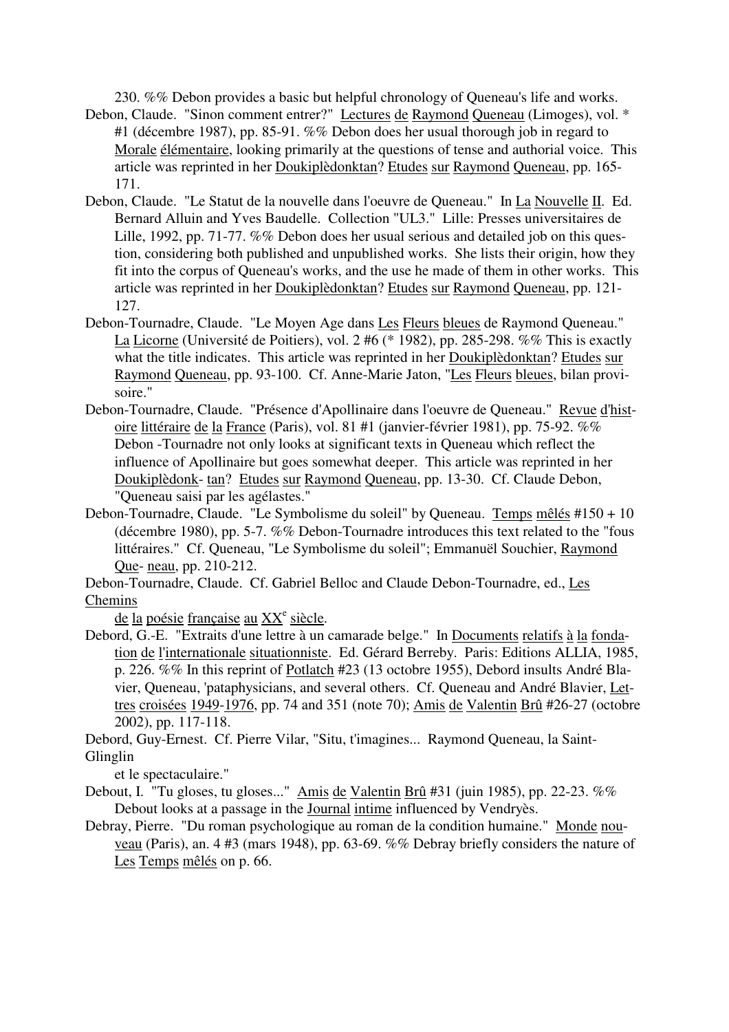230. %% Debon provides a basic but helpful chronology of Queneau's life and works.

Debon, Claude. "Sinon comment entrer?" Lectures de Raymond Queneau (Limoges), vol. * #1 (décembre 1987), pp. 85-91. %% Debon does her usual thorough job in regard to Morale élémentaire, looking primarily at the questions of tense and authorial voice. This article was reprinted in her Doukiplèdonktan? Etudes sur Raymond Queneau, pp. 165-171.

Debon, Claude. "Le Statut de la nouvelle dans l'oeuvre de Queneau." In La Nouvelle II. Ed. Bernard Alluin and Yves Baudelle. Collection "UL3." Lille: Presses universitaires de Lille, 1992, pp. 71-77. %% Debon does her usual serious and detailed job on this question, considering both published and unpublished works. She lists their origin, how they fit into the corpus of Queneau's works, and the use he made of them in other works. This article was reprinted in her Doukiplèdonktan? Etudes sur Raymond Queneau, pp. 121-127.

Debon-Tournadre, Claude. "Le Moyen Age dans Les Fleurs bleues de Raymond Queneau." La Licorne (Université de Poitiers), vol. 2 #6 (* 1982), pp. 285-298. %% This is exactly what the title indicates. This article was reprinted in her Doukiplèdonktan? Etudes sur Raymond Queneau, pp. 93-100. Cf. Anne-Marie Jaton, "Les Fleurs bleues, bilan provisoire."

Debon-Tournadre, Claude. "Présence d'Apollinaire dans l'oeuvre de Queneau." Revue d'histoire littéraire de la France (Paris), vol. 81 #1 (janvier-février 1981), pp. 75-92. %% Debon -Tournadre not only looks at significant texts in Queneau which reflect the influence of Apollinaire but goes somewhat deeper. This article was reprinted in her Doukiplèdonktan? Etudes sur Raymond Queneau, pp. 13-30. Cf. Claude Debon, "Queneau saisi par les agélastes."

Debon-Tournadre, Claude. "Le Symbolisme du soleil" by Queneau. Temps mêlés #150 + 10 (décembre 1980), pp. 5-7. %% Debon-Tournadre introduces this text related to the "fous littéraires." Cf. Queneau, "Le Symbolisme du soleil"; Emmanuël Souchier, Raymond Queneau, pp. 210-212.

Debon-Tournadre, Claude. Cf. Gabriel Belloc and Claude Debon-Tournadre, ed., Les Chemins de la poésie française au XX^e siècle.

Debord, G.-E. "Extraits d'une lettre à un camarade belge." In Documents relatifs à la fondation de l'internationale situationniste. Ed. Gérard Berreby. Paris: Editions ALLIA, 1985, p. 226. %% In this reprint of Potlatch #23 (13 octobre 1955), Debord insults André Blavier, Queneau, 'pataphysicians, and several others. Cf. Queneau and André Blavier, Lettres croisées 1949-1976, pp. 74 and 351 (note 70); Amis de Valentin Brû #26-27 (octobre 2002), pp. 117-118.

Debord, Guy-Ernest. Cf. Pierre Vilar, "Situ, t'imagines... Raymond Queneau, la Saint-Glinglin et le spectaculaire."

Debout, I. "Tu gloses, tu gloses..." Amis de Valentin Brû #31 (juin 1985), pp. 22-23. %% Debout looks at a passage in the Journal intime influenced by Vendryès.

Debray, Pierre. "Du roman psychologique au roman de la condition humaine." Monde nouveau (Paris), an. 4 #3 (mars 1948), pp. 63-69. %% Debray briefly considers the nature of Les Temps mêlés on p. 66.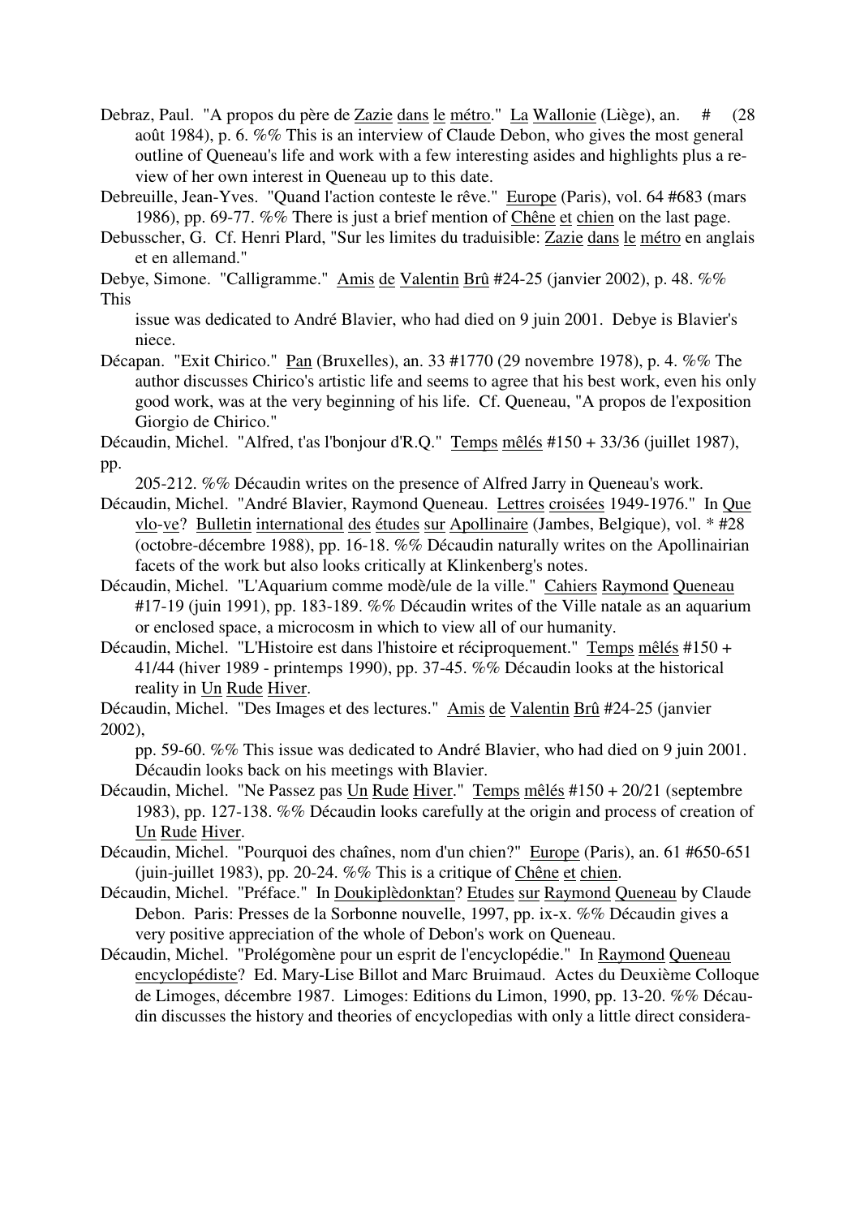Debraz, Paul. "A propos du père de Zazie dans le métro." La Wallonie (Liège), an. # (28 août 1984), p. 6. %% This is an interview of Claude Debon, who gives the most general outline of Queneau's life and work with a few interesting asides and highlights plus a review of her own interest in Queneau up to this date.

Debreuille, Jean-Yves. "Quand l'action conteste le rêve." Europe (Paris), vol. 64 #683 (mars 1986), pp. 69-77. %% There is just a brief mention of Chêne et chien on the last page.

Debusscher, G. Cf. Henri Plard, "Sur les limites du traduisible: Zazie dans le métro en anglais et en allemand."

Debye, Simone. "Calligramme." Amis de Valentin Brû #24-25 (janvier 2002), p. 48. %% This issue was dedicated to André Blavier, who had died on 9 juin 2001. Debye is Blavier's niece.

Décapan. "Exit Chirico." Pan (Bruxelles), an. 33 #1770 (29 novembre 1978), p. 4. %% The author discusses Chirico's artistic life and seems to agree that his best work, even his only good work, was at the very beginning of his life. Cf. Queneau, "A propos de l'exposition Giorgio de Chirico."

Décaudin, Michel. "Alfred, t'as l'bonjour d'R.Q." Temps mêlés #150 + 33/36 (juillet 1987), pp. 205-212. %% Décaudin writes on the presence of Alfred Jarry in Queneau's work.

Décaudin, Michel. "André Blavier, Raymond Queneau. Lettres croisées 1949-1976." In Que vlo-ve? Bulletin international des études sur Apollinaire (Jambes, Belgique), vol. * #28 (octobre-décembre 1988), pp. 16-18. %% Décaudin naturally writes on the Apollinairian facets of the work but also looks critically at Klinkenberg's notes.

Décaudin, Michel. "L'Aquarium comme modè/ule de la ville." Cahiers Raymond Queneau #17-19 (juin 1991), pp. 183-189. %% Décaudin writes of the Ville natale as an aquarium or enclosed space, a microcosm in which to view all of our humanity.

Décaudin, Michel. "L'Histoire est dans l'histoire et réciproquement." Temps mêlés #150 + 41/44 (hiver 1989 - printemps 1990), pp. 37-45. %% Décaudin looks at the historical reality in Un Rude Hiver.

Décaudin, Michel. "Des Images et des lectures." Amis de Valentin Brû #24-25 (janvier 2002), pp. 59-60. %% This issue was dedicated to André Blavier, who had died on 9 juin 2001. Décaudin looks back on his meetings with Blavier.

Décaudin, Michel. "Ne Passez pas Un Rude Hiver." Temps mêlés #150 + 20/21 (septembre 1983), pp. 127-138. %% Décaudin looks carefully at the origin and process of creation of Un Rude Hiver.

Décaudin, Michel. "Pourquoi des chaînes, nom d'un chien?" Europe (Paris), an. 61 #650-651 (juin-juillet 1983), pp. 20-24. %% This is a critique of Chêne et chien.

Décaudin, Michel. "Préface." In Doukiplèdonktan? Etudes sur Raymond Queneau by Claude Debon. Paris: Presses de la Sorbonne nouvelle, 1997, pp. ix-x. %% Décaudin gives a very positive appreciation of the whole of Debon's work on Queneau.

Décaudin, Michel. "Prolégomène pour un esprit de l'encyclopédie." In Raymond Queneau encyclopédiste? Ed. Mary-Lise Billot and Marc Bruimaud. Actes du Deuxième Colloque de Limoges, décembre 1987. Limoges: Editions du Limon, 1990, pp. 13-20. %% Décaudin discusses the history and theories of encyclopedias with only a little direct considera-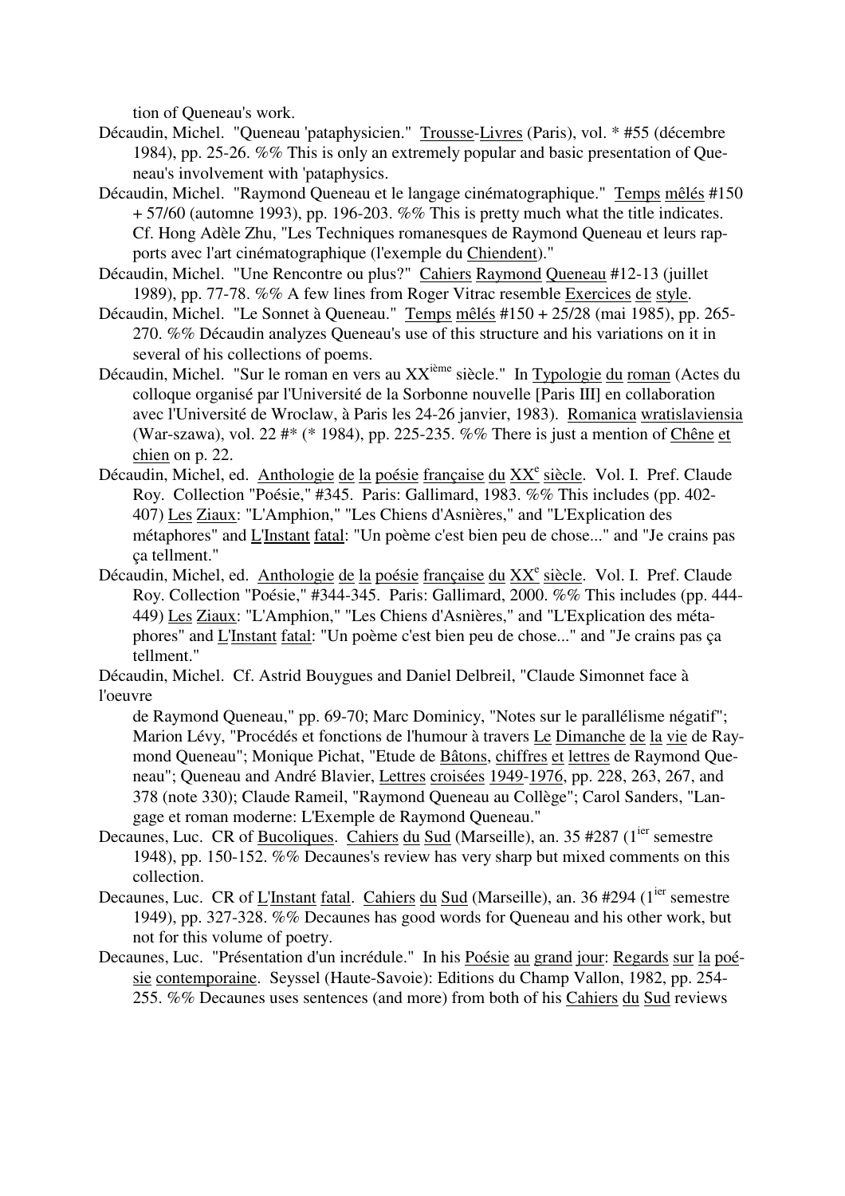tion of Queneau's work.

Décaudin, Michel. "Queneau 'pataphysicien." Trousse-Livres (Paris), vol. * #55 (décembre 1984), pp. 25-26. %% This is only an extremely popular and basic presentation of Queneau's involvement with 'pataphysics.

Décaudin, Michel. "Raymond Queneau et le langage cinématographique." Temps mêlés #150 + 57/60 (automne 1993), pp. 196-203. %% This is pretty much what the title indicates. Cf. Hong Adèle Zhu, "Les Techniques romanesques de Raymond Queneau et leurs rapports avec l'art cinématographique (l'exemple du Chiendent)."

Décaudin, Michel. "Une Rencontre ou plus?" Cahiers Raymond Queneau #12-13 (juillet 1989), pp. 77-78. %% A few lines from Roger Vitrac resemble Exercices de style.

Décaudin, Michel. "Le Sonnet à Queneau." Temps mêlés #150 + 25/28 (mai 1985), pp. 265-270. %% Décaudin analyzes Queneau's use of this structure and his variations on it in several of his collections of poems.

Décaudin, Michel. "Sur le roman en vers au XX[ième] siècle." In Typologie du roman (Actes du colloque organisé par l'Université de la Sorbonne nouvelle [Paris III] en collaboration avec l'Université de Wroclaw, à Paris les 24-26 janvier, 1983). Romanica wratislaviensia (War-szawa), vol. 22 #* (* 1984), pp. 225-235. %% There is just a mention of Chêne et chien on p. 22.

Décaudin, Michel, ed. Anthologie de la poésie française du XX[e] siècle. Vol. I. Pref. Claude Roy. Collection "Poésie," #345. Paris: Gallimard, 1983. %% This includes (pp. 402-407) Les Ziaux: "L'Amphion," "Les Chiens d'Asnières," and "L'Explication des métaphores" and L'Instant fatal: "Un poème c'est bien peu de chose..." and "Je crains pas ça tellment."

Décaudin, Michel, ed. Anthologie de la poésie française du XX[e] siècle. Vol. I. Pref. Claude Roy. Collection "Poésie," #344-345. Paris: Gallimard, 2000. %% This includes (pp. 444-449) Les Ziaux: "L'Amphion," "Les Chiens d'Asnières," and "L'Explication des métaphores" and L'Instant fatal: "Un poème c'est bien peu de chose..." and "Je crains pas ça tellment."

Décaudin, Michel. Cf. Astrid Bouygues and Daniel Delbreil, "Claude Simonnet face à l'oeuvre de Raymond Queneau," pp. 69-70; Marc Dominicy, "Notes sur le parallélisme négatif"; Marion Lévy, "Procédés et fonctions de l'humour à travers Le Dimanche de la vie de Raymond Queneau"; Monique Pichat, "Etude de Bâtons, chiffres et lettres de Raymond Queneau"; Queneau and André Blavier, Lettres croisées 1949-1976, pp. 228, 263, 267, and 378 (note 330); Claude Rameil, "Raymond Queneau au Collège"; Carol Sanders, "Langage et roman moderne: L'Exemple de Raymond Queneau."

Decaunes, Luc. CR of Bucoliques. Cahiers du Sud (Marseille), an. 35 #287 (1[ier] semestre 1948), pp. 150-152. %% Decaunes's review has very sharp but mixed comments on this collection.

Decaunes, Luc. CR of L'Instant fatal. Cahiers du Sud (Marseille), an. 36 #294 (1[ier] semestre 1949), pp. 327-328. %% Decaunes has good words for Queneau and his other work, but not for this volume of poetry.

Decaunes, Luc. "Présentation d'un incrédule." In his Poésie au grand jour: Regards sur la poésie contemporaine. Seyssel (Haute-Savoie): Editions du Champ Vallon, 1982, pp. 254-255. %% Decaunes uses sentences (and more) from both of his Cahiers du Sud reviews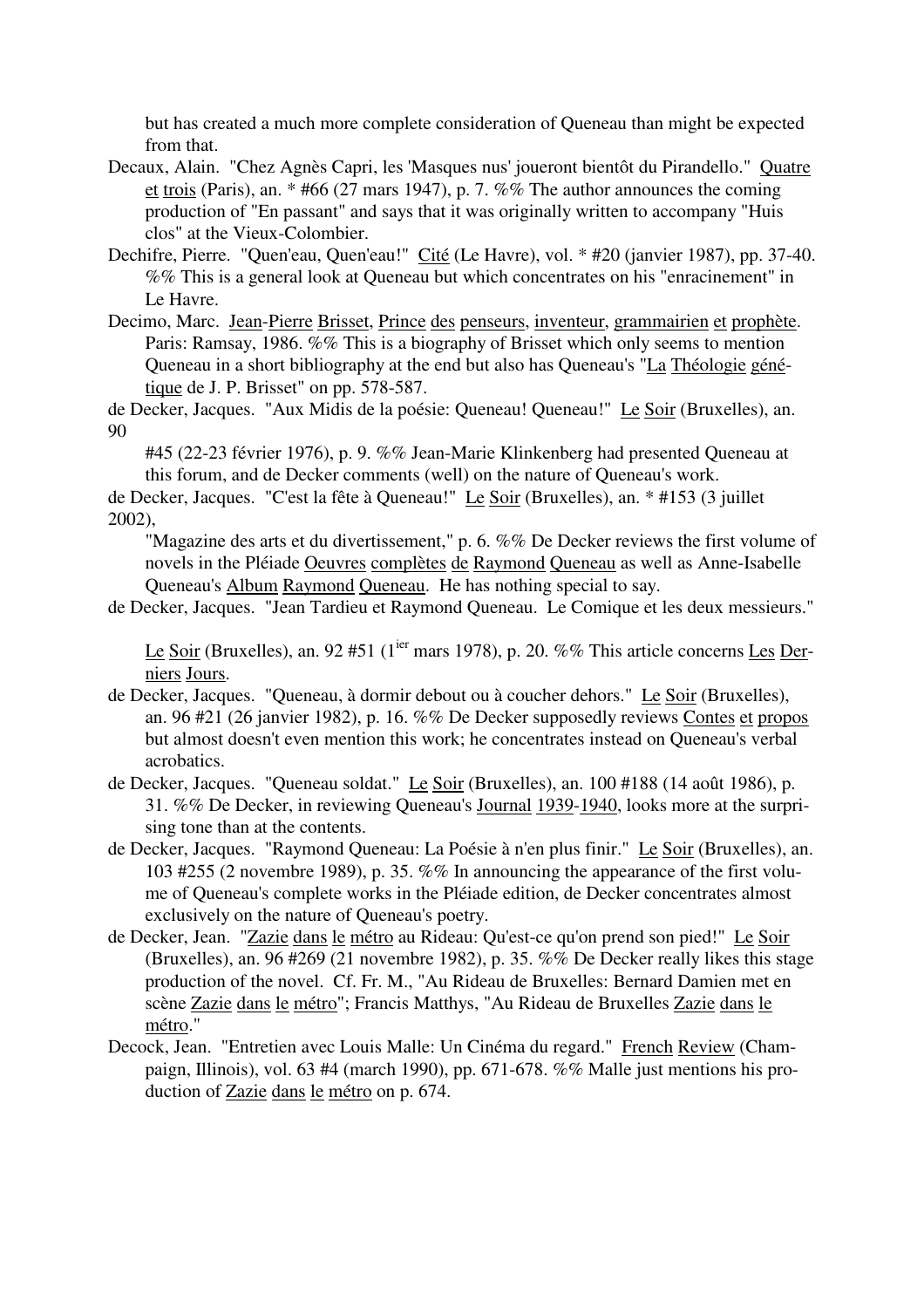but has created a much more complete consideration of Queneau than might be expected from that.

Decaux, Alain. "Chez Agnès Capri, les 'Masques nus' joueront bientôt du Pirandello." Quatre et trois (Paris), an. * #66 (27 mars 1947), p. 7. %% The author announces the coming production of "En passant" and says that it was originally written to accompany "Huis clos" at the Vieux-Colombier.

Dechifre, Pierre. "Quen'eau, Quen'eau!" Cité (Le Havre), vol. * #20 (janvier 1987), pp. 37-40. %% This is a general look at Queneau but which concentrates on his "enracinement" in Le Havre.

Decimo, Marc. Jean-Pierre Brisset, Prince des penseurs, inventeur, grammairien et prophète. Paris: Ramsay, 1986. %% This is a biography of Brisset which only seems to mention Queneau in a short bibliography at the end but also has Queneau's "La Théologie génétique de J. P. Brisset" on pp. 578-587.

de Decker, Jacques. "Aux Midis de la poésie: Queneau! Queneau!" Le Soir (Bruxelles), an. 90 #45 (22-23 février 1976), p. 9. %% Jean-Marie Klinkenberg had presented Queneau at this forum, and de Decker comments (well) on the nature of Queneau's work.

de Decker, Jacques. "C'est la fête à Queneau!" Le Soir (Bruxelles), an. * #153 (3 juillet 2002), "Magazine des arts et du divertissement," p. 6. %% De Decker reviews the first volume of novels in the Pléiade Oeuvres complètes de Raymond Queneau as well as Anne-Isabelle Queneau's Album Raymond Queneau. He has nothing special to say.

de Decker, Jacques. "Jean Tardieu et Raymond Queneau. Le Comique et les deux messieurs." Le Soir (Bruxelles), an. 92 #51 (1[ier] mars 1978), p. 20. %% This article concerns Les Derniers Jours.

de Decker, Jacques. "Queneau, à dormir debout ou à coucher dehors." Le Soir (Bruxelles), an. 96 #21 (26 janvier 1982), p. 16. %% De Decker supposedly reviews Contes et propos but almost doesn't even mention this work; he concentrates instead on Queneau's verbal acrobatics.

de Decker, Jacques. "Queneau soldat." Le Soir (Bruxelles), an. 100 #188 (14 août 1986), p. 31. %% De Decker, in reviewing Queneau's Journal 1939-1940, looks more at the surprising tone than at the contents.

de Decker, Jacques. "Raymond Queneau: La Poésie à n'en plus finir." Le Soir (Bruxelles), an. 103 #255 (2 novembre 1989), p. 35. %% In announcing the appearance of the first volume of Queneau's complete works in the Pléiade edition, de Decker concentrates almost exclusively on the nature of Queneau's poetry.

de Decker, Jean. "Zazie dans le métro au Rideau: Qu'est-ce qu'on prend son pied!" Le Soir (Bruxelles), an. 96 #269 (21 novembre 1982), p. 35. %% De Decker really likes this stage production of the novel. Cf. Fr. M., "Au Rideau de Bruxelles: Bernard Damien met en scène Zazie dans le métro"; Francis Matthys, "Au Rideau de Bruxelles Zazie dans le métro."

Decock, Jean. "Entretien avec Louis Malle: Un Cinéma du regard." French Review (Champaign, Illinois), vol. 63 #4 (march 1990), pp. 671-678. %% Malle just mentions his production of Zazie dans le métro on p. 674.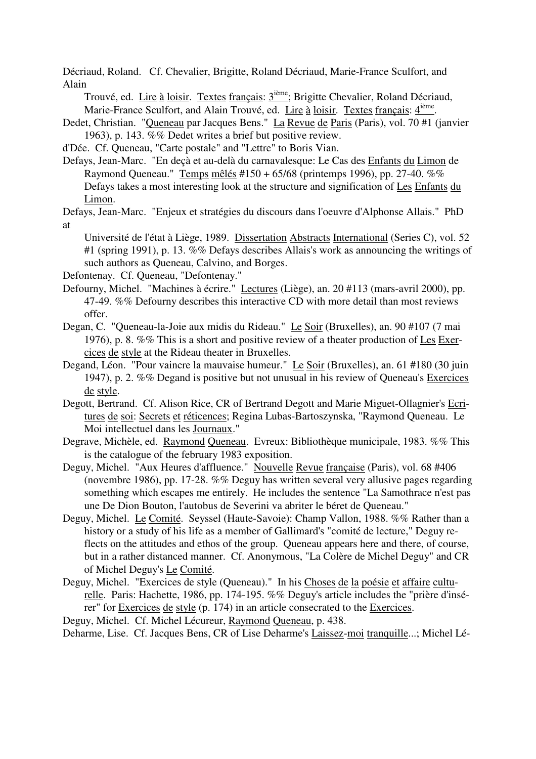Décriaud, Roland. Cf. Chevalier, Brigitte, Roland Décriaud, Marie-France Sculfort, and Alain Trouvé, ed. Lire à loisir. Textes français: 3[ième]; Brigitte Chevalier, Roland Décriaud, Marie-France Sculfort, and Alain Trouvé, ed. Lire à loisir. Textes français: 4[ième].

Dedet, Christian. "Queneau par Jacques Bens." La Revue de Paris (Paris), vol. 70 #1 (janvier 1963), p. 143. %% Dedet writes a brief but positive review.

d'Dée. Cf. Queneau, "Carte postale" and "Lettre" to Boris Vian.

Defays, Jean-Marc. "En deçà et au-delà du carnavalesque: Le Cas des Enfants du Limon de Raymond Queneau." Temps mêlés #150 + 65/68 (printemps 1996), pp. 27-40. %% Defays takes a most interesting look at the structure and signification of Les Enfants du Limon.

Defays, Jean-Marc. "Enjeux et stratégies du discours dans l'oeuvre d'Alphonse Allais." PhD at Université de l'état à Liège, 1989. Dissertation Abstracts International (Series C), vol. 52 #1 (spring 1991), p. 13. %% Defays describes Allais's work as announcing the writings of such authors as Queneau, Calvino, and Borges.

Defontenay. Cf. Queneau, "Defontenay."

Defourny, Michel. "Machines à écrire." Lectures (Liège), an. 20 #113 (mars-avril 2000), pp. 47-49. %% Defourny describes this interactive CD with more detail than most reviews offer.

Degan, C. "Queneau-la-Joie aux midis du Rideau." Le Soir (Bruxelles), an. 90 #107 (7 mai 1976), p. 8. %% This is a short and positive review of a theater production of Les Exercices de style at the Rideau theater in Bruxelles.

Degand, Léon. "Pour vaincre la mauvaise humeur." Le Soir (Bruxelles), an. 61 #180 (30 juin 1947), p. 2. %% Degand is positive but not unusual in his review of Queneau's Exercices de style.

Degott, Bertrand. Cf. Alison Rice, CR of Bertrand Degott and Marie Miguet-Ollagnier's Ecritures de soi: Secrets et réticences; Regina Lubas-Bartoszynska, "Raymond Queneau. Le Moi intellectuel dans les Journaux."

Degrave, Michèle, ed. Raymond Queneau. Evreux: Bibliothèque municipale, 1983. %% This is the catalogue of the february 1983 exposition.

Deguy, Michel. "Aux Heures d'affluence." Nouvelle Revue française (Paris), vol. 68 #406 (novembre 1986), pp. 17-28. %% Deguy has written several very allusive pages regarding something which escapes me entirely. He includes the sentence "La Samothrace n'est pas une De Dion Bouton, l'autobus de Severini va abriter le béret de Queneau."

Deguy, Michel. Le Comité. Seyssel (Haute-Savoie): Champ Vallon, 1988. %% Rather than a history or a study of his life as a member of Gallimard's "comité de lecture," Deguy reflects on the attitudes and ethos of the group. Queneau appears here and there, of course, but in a rather distanced manner. Cf. Anonymous, "La Colère de Michel Deguy" and CR of Michel Deguy's Le Comité.

Deguy, Michel. "Exercices de style (Queneau)." In his Choses de la poésie et affaire culturelle. Paris: Hachette, 1986, pp. 174-195. %% Deguy's article includes the "prière d'insérer" for Exercices de style (p. 174) in an article consecrated to the Exercices.

Deguy, Michel. Cf. Michel Lécureur, Raymond Queneau, p. 438.

Deharme, Lise. Cf. Jacques Bens, CR of Lise Deharme's Laissez-moi tranquille...; Michel Lé-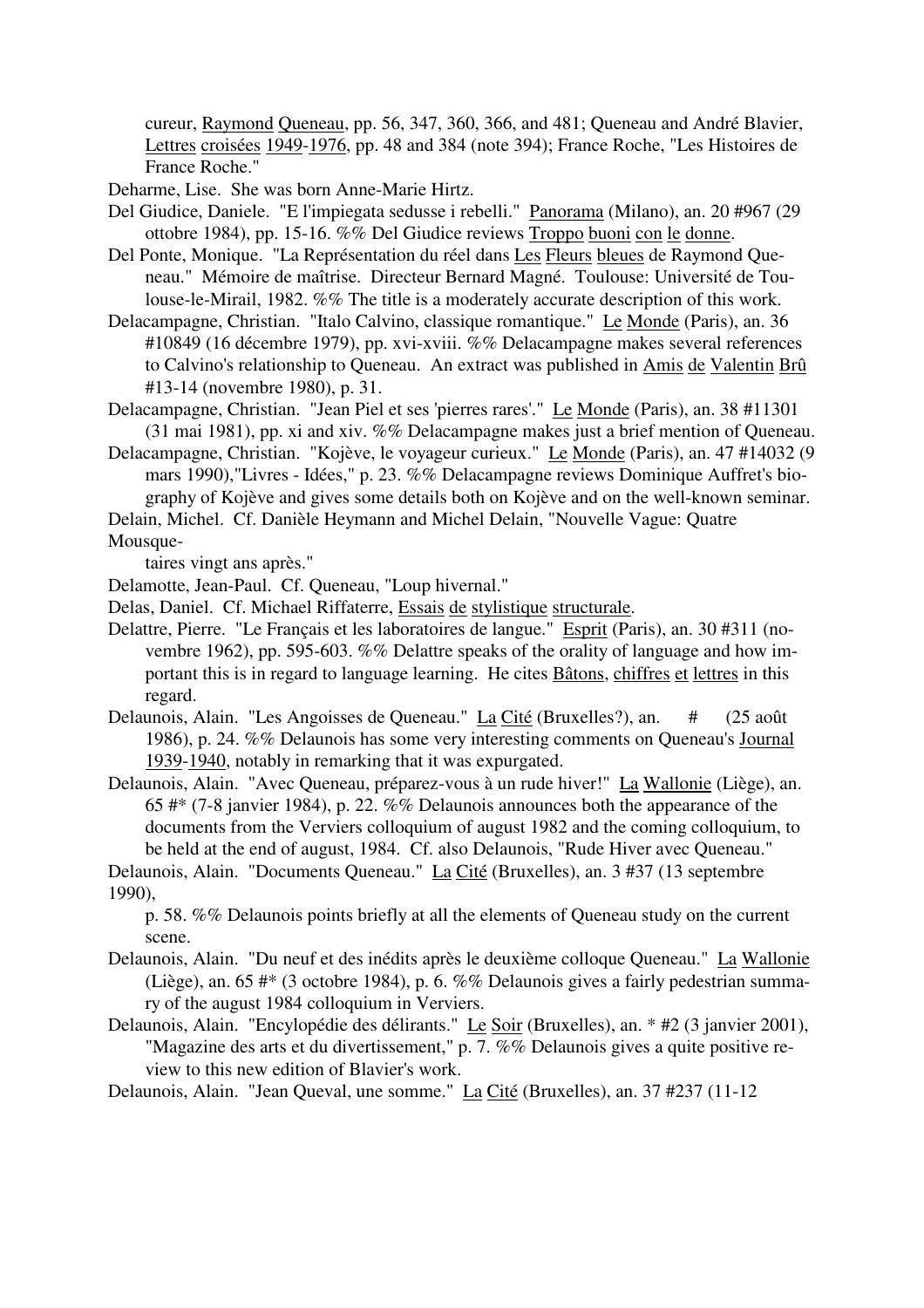cureur, Raymond Queneau, pp. 56, 347, 360, 366, and 481; Queneau and André Blavier, Lettres croisées 1949-1976, pp. 48 and 384 (note 394); France Roche, "Les Histoires de France Roche."

Deharme, Lise. She was born Anne-Marie Hirtz.

Del Giudice, Daniele. "E l'impiegata sedusse i rebelli." Panorama (Milano), an. 20 #967 (29 ottobre 1984), pp. 15-16. %% Del Giudice reviews Troppo buoni con le donne.

Del Ponte, Monique. "La Représentation du réel dans Les Fleurs bleues de Raymond Queneau." Mémoire de maîtrise. Directeur Bernard Magné. Toulouse: Université de Toulouse-le-Mirail, 1982. %% The title is a moderately accurate description of this work.

Delacampagne, Christian. "Italo Calvino, classique romantique." Le Monde (Paris), an. 36 #10849 (16 décembre 1979), pp. xvi-xviii. %% Delacampagne makes several references to Calvino's relationship to Queneau. An extract was published in Amis de Valentin Brû #13-14 (novembre 1980), p. 31.

Delacampagne, Christian. "Jean Piel et ses 'pierres rares'." Le Monde (Paris), an. 38 #11301 (31 mai 1981), pp. xi and xiv. %% Delacampagne makes just a brief mention of Queneau.

Delacampagne, Christian. "Kojève, le voyageur curieux." Le Monde (Paris), an. 47 #14032 (9 mars 1990),"Livres - Idées," p. 23. %% Delacampagne reviews Dominique Auffret's biography of Kojève and gives some details both on Kojève and on the well-known seminar.

Delain, Michel. Cf. Danièle Heymann and Michel Delain, "Nouvelle Vague: Quatre Mousquetaires vingt ans après."

Delamotte, Jean-Paul. Cf. Queneau, "Loup hivernal."

Delas, Daniel. Cf. Michael Riffaterre, Essais de stylistique structurale.

Delattre, Pierre. "Le Français et les laboratoires de langue." Esprit (Paris), an. 30 #311 (novembre 1962), pp. 595-603. %% Delattre speaks of the orality of language and how important this is in regard to language learning. He cites Bâtons, chiffres et lettres in this regard.

Delaunois, Alain. "Les Angoisses de Queneau." La Cité (Bruxelles?), an. # (25 août 1986), p. 24. %% Delaunois has some very interesting comments on Queneau's Journal 1939-1940, notably in remarking that it was expurgated.

Delaunois, Alain. "Avec Queneau, préparez-vous à un rude hiver!" La Wallonie (Liège), an. 65 #* (7-8 janvier 1984), p. 22. %% Delaunois announces both the appearance of the documents from the Verviers colloquium of august 1982 and the coming colloquium, to be held at the end of august, 1984. Cf. also Delaunois, "Rude Hiver avec Queneau."

Delaunois, Alain. "Documents Queneau." La Cité (Bruxelles), an. 3 #37 (13 septembre 1990), p. 58. %% Delaunois points briefly at all the elements of Queneau study on the current scene.

Delaunois, Alain. "Du neuf et des inédits après le deuxième colloque Queneau." La Wallonie (Liège), an. 65 #* (3 octobre 1984), p. 6. %% Delaunois gives a fairly pedestrian summary of the august 1984 colloquium in Verviers.

Delaunois, Alain. "Encylopédie des délirants." Le Soir (Bruxelles), an. * #2 (3 janvier 2001), "Magazine des arts et du divertissement," p. 7. %% Delaunois gives a quite positive review to this new edition of Blavier's work.

Delaunois, Alain. "Jean Queval, une somme." La Cité (Bruxelles), an. 37 #237 (11-12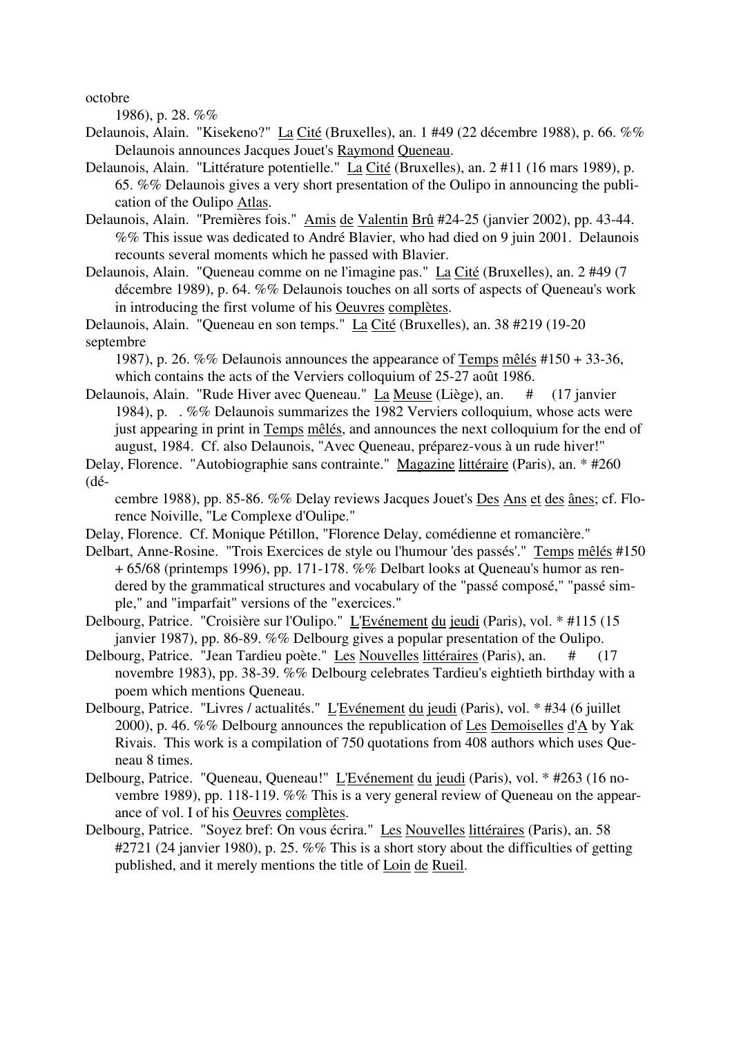octobre
1986), p. 28. %%

Delaunois, Alain. "Kisekeno?" _La Cité_ (Bruxelles), an. 1 #49 (22 décembre 1988), p. 66. %% Delaunois announces Jacques Jouet's _Raymond Queneau_.

Delaunois, Alain. "Littérature potentielle." _La Cité_ (Bruxelles), an. 2 #11 (16 mars 1989), p. 65. %% Delaunois gives a very short presentation of the Oulipo in announcing the publication of the Oulipo _Atlas_.

Delaunois, Alain. "Premières fois." _Amis de Valentin Brû_ #24-25 (janvier 2002), pp. 43-44. %% This issue was dedicated to André Blavier, who had died on 9 juin 2001. Delaunois recounts several moments which he passed with Blavier.

Delaunois, Alain. "Queneau comme on ne l'imagine pas." _La Cité_ (Bruxelles), an. 2 #49 (7 décembre 1989), p. 64. %% Delaunois touches on all sorts of aspects of Queneau's work in introducing the first volume of his _Oeuvres complètes_.

Delaunois, Alain. "Queneau en son temps." _La Cité_ (Bruxelles), an. 38 #219 (19-20 septembre
1987), p. 26. %% Delaunois announces the appearance of _Temps mêlés_ #150 + 33-36, which contains the acts of the Verviers colloquium of 25-27 août 1986.

Delaunois, Alain. "Rude Hiver avec Queneau." _La Meuse_ (Liège), an. # (17 janvier 1984), p. . %% Delaunois summarizes the 1982 Verviers colloquium, whose acts were just appearing in print in _Temps mêlés_, and announces the next colloquium for the end of august, 1984. Cf. also Delaunois, "Avec Queneau, préparez-vous à un rude hiver!"

Delay, Florence. "Autobiographie sans contrainte." _Magazine littéraire_ (Paris), an. * #260 (dé-
cembre 1988), pp. 85-86. %% Delay reviews Jacques Jouet's _Des Ans et des ânes_; cf. Florence Noiville, "Le Complexe d'Oulipe."

Delay, Florence. Cf. Monique Pétillon, "Florence Delay, comédienne et romancière."

Delbart, Anne-Rosine. "Trois Exercices de style ou l'humour 'des passés'." _Temps mêlés_ #150 + 65/68 (printemps 1996), pp. 171-178. %% Delbart looks at Queneau's humor as rendered by the grammatical structures and vocabulary of the "passé composé," "passé simple," and "imparfait" versions of the "exercices."

Delbourg, Patrice. "Croisière sur l'Oulipo." _L'Evénement du jeudi_ (Paris), vol. * #115 (15 janvier 1987), pp. 86-89. %% Delbourg gives a popular presentation of the Oulipo.

Delbourg, Patrice. "Jean Tardieu poète." _Les Nouvelles littéraires_ (Paris), an. # (17 novembre 1983), pp. 38-39. %% Delbourg celebrates Tardieu's eightieth birthday with a poem which mentions Queneau.

Delbourg, Patrice. "Livres / actualités." _L'Evénement du jeudi_ (Paris), vol. * #34 (6 juillet 2000), p. 46. %% Delbourg announces the republication of _Les Demoiselles d'A_ by Yak Rivais. This work is a compilation of 750 quotations from 408 authors which uses Queneau 8 times.

Delbourg, Patrice. "Queneau, Queneau!" _L'Evénement du jeudi_ (Paris), vol. * #263 (16 novembre 1989), pp. 118-119. %% This is a very general review of Queneau on the appearance of vol. I of his _Oeuvres complètes_.

Delbourg, Patrice. "Soyez bref: On vous écrira." _Les Nouvelles littéraires_ (Paris), an. 58 #2721 (24 janvier 1980), p. 25. %% This is a short story about the difficulties of getting published, and it merely mentions the title of _Loin de Rueil_.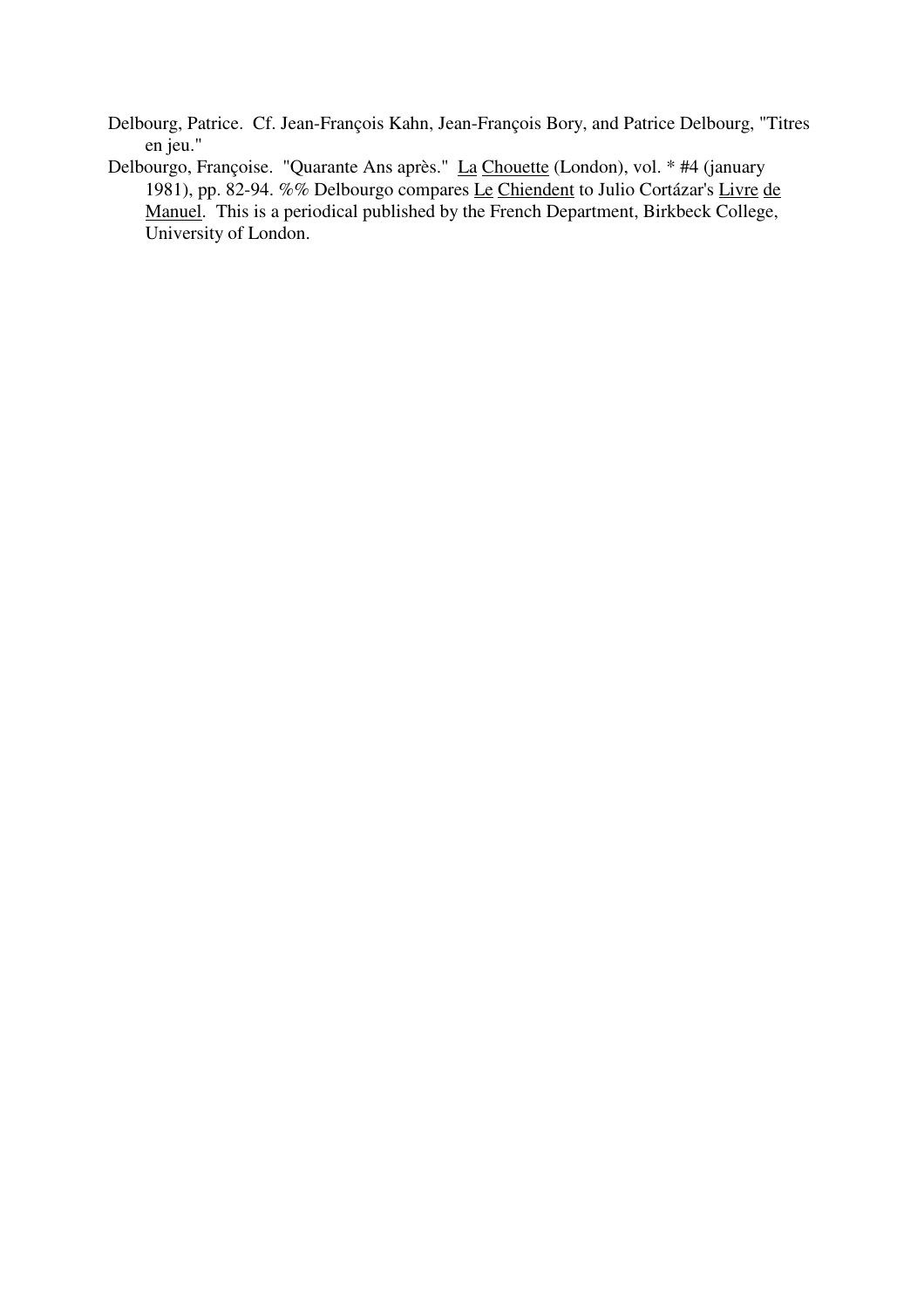Delbourg, Patrice. Cf. Jean-François Kahn, Jean-François Bory, and Patrice Delbourg, "Titres en jeu."

Delbourgo, Françoise. "Quarante Ans après." La Chouette (London), vol. * #4 (january 1981), pp. 82-94. %% Delbourgo compares Le Chiendent to Julio Cortázar's Livre de Manuel. This is a periodical published by the French Department, Birkbeck College, University of London.